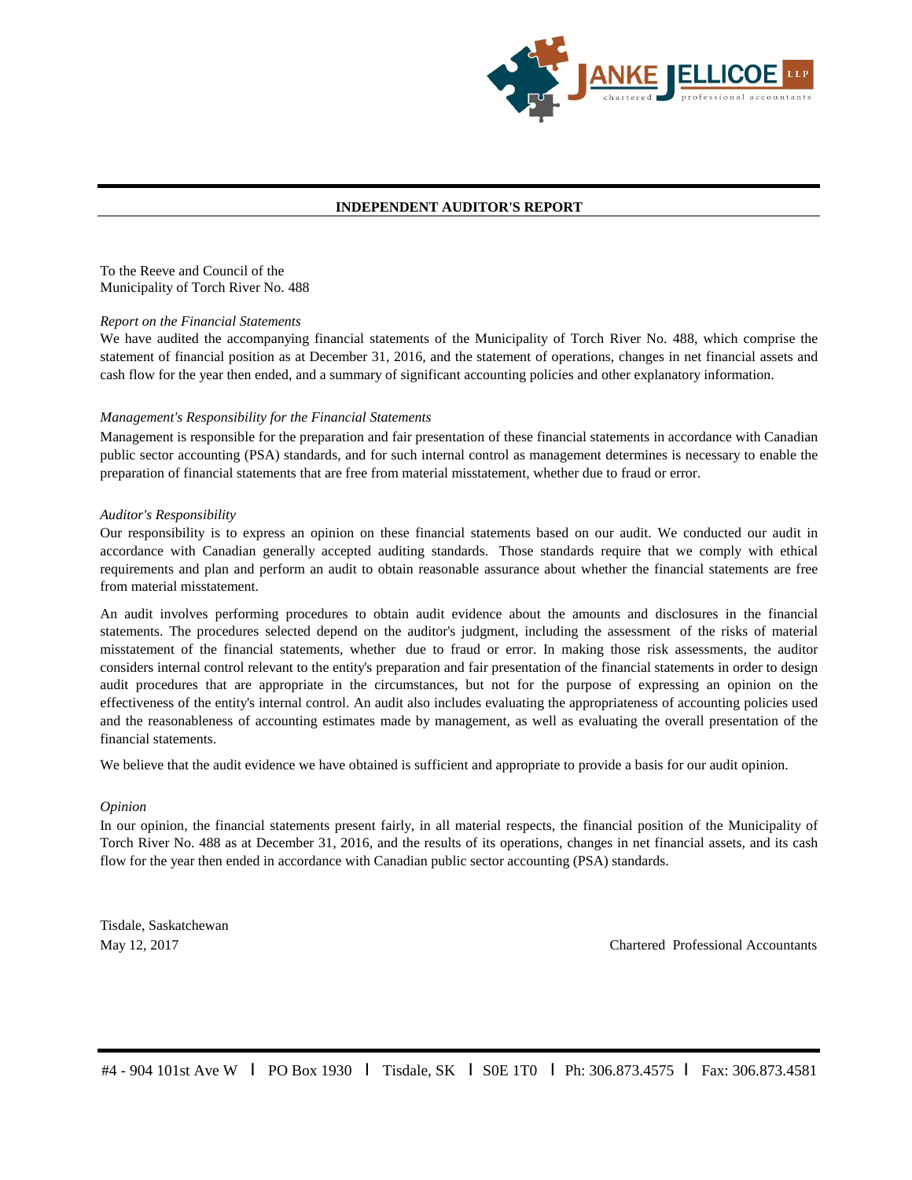## INDEPENDENT AUDITOR'S REPORT

To the Reeve and Council of the
Municipality of Torch River No. 488

*Report on the Financial Statements*

We have audited the accompanying financial statements of the Municipality of Torch River No. 488, which comprise the statement of financial position as at December 31, 2016, and the statement of operations, changes in net financial assets and cash flow for the year then ended, and a summary of significant accounting policies and other explanatory information.

*Management's Responsibility for the Financial Statements*

Management is responsible for the preparation and fair presentation of these financial statements in accordance with Canadian public sector accounting (PSA) standards, and for such internal control as management determines is necessary to enable the preparation of financial statements that are free from material misstatement, whether due to fraud or error.

*Auditor's Responsibility*

Our responsibility is to express an opinion on these financial statements based on our audit. We conducted our audit in accordance with Canadian generally accepted auditing standards. Those standards require that we comply with ethical requirements and plan and perform an audit to obtain reasonable assurance about whether the financial statements are free from material misstatement.

An audit involves performing procedures to obtain audit evidence about the amounts and disclosures in the financial statements. The procedures selected depend on the auditor's judgment, including the assessment of the risks of material misstatement of the financial statements, whether due to fraud or error. In making those risk assessments, the auditor considers internal control relevant to the entity's preparation and fair presentation of the financial statements in order to design audit procedures that are appropriate in the circumstances, but not for the purpose of expressing an opinion on the effectiveness of the entity's internal control. An audit also includes evaluating the appropriateness of accounting policies used and the reasonableness of accounting estimates made by management, as well as evaluating the overall presentation of the financial statements.

We believe that the audit evidence we have obtained is sufficient and appropriate to provide a basis for our audit opinion.

*Opinion*

In our opinion, the financial statements present fairly, in all material respects, the financial position of the Municipality of Torch River No. 488 as at December 31, 2016, and the results of its operations, changes in net financial assets, and its cash flow for the year then ended in accordance with Canadian public sector accounting (PSA) standards.

Tisdale, Saskatchewan
May 12, 2017

Chartered Professional Accountants

#4 - 904 101st Ave W | PO Box 1930 | Tisdale, SK | S0E 1T0 | Ph: 306.873.4575 | Fax: 306.873.4581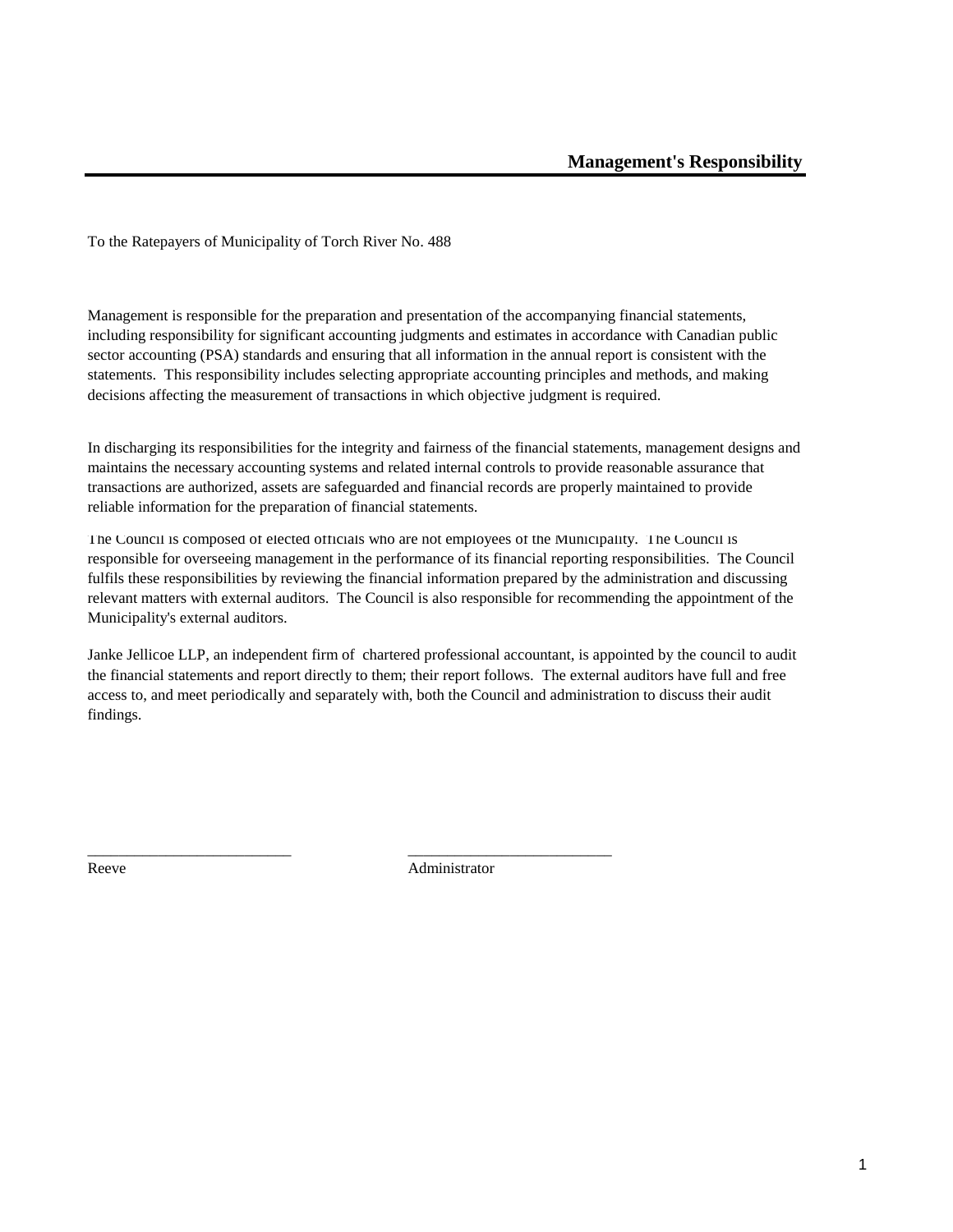# Management's Responsibility

To the Ratepayers of Municipality of Torch River No. 488

Management is responsible for the preparation and presentation of the accompanying financial statements, including responsibility for significant accounting judgments and estimates in accordance with Canadian public sector accounting (PSA) standards and ensuring that all information in the annual report is consistent with the statements. This responsibility includes selecting appropriate accounting principles and methods, and making decisions affecting the measurement of transactions in which objective judgment is required.

In discharging its responsibilities for the integrity and fairness of the financial statements, management designs and maintains the necessary accounting systems and related internal controls to provide reasonable assurance that transactions are authorized, assets are safeguarded and financial records are properly maintained to provide reliable information for the preparation of financial statements.

The Council is composed of elected officials who are not employees of the Municipality. The Council is responsible for overseeing management in the performance of its financial reporting responsibilities. The Council fulfils these responsibilities by reviewing the financial information prepared by the administration and discussing relevant matters with external auditors. The Council is also responsible for recommending the appointment of the Municipality's external auditors.

Janke Jellicoe LLP, an independent firm of chartered professional accountant, is appointed by the council to audit the financial statements and report directly to them; their report follows. The external auditors have full and free access to, and meet periodically and separately with, both the Council and administration to discuss their audit findings.

___________________________ ___________________________

Reeve Administrator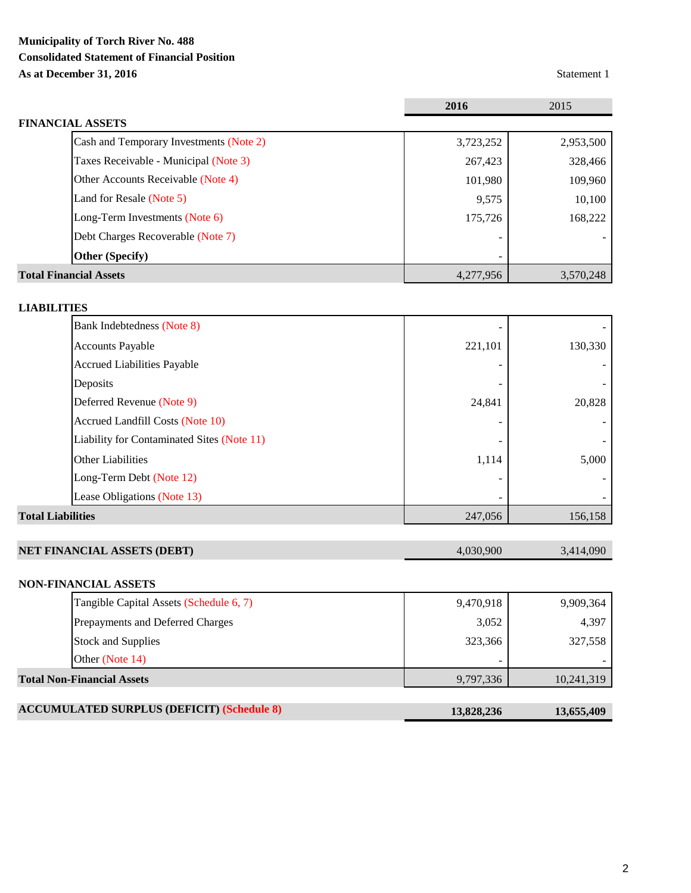**Municipality of Torch River No. 488**
**Consolidated Statement of Financial Position**
**As at December 31, 2016**

Statement 1

| | **2016** | 2015 |
|---|---|---|
| **FINANCIAL ASSETS** | | |
| Cash and Temporary Investments (Note 2) | 3,723,252 | 2,953,500 |
| Taxes Receivable - Municipal (Note 3) | 267,423 | 328,466 |
| Other Accounts Receivable (Note 4) | 101,980 | 109,960 |
| Land for Resale (Note 5) | 9,575 | 10,100 |
| Long-Term Investments (Note 6) | 175,726 | 168,222 |
| Debt Charges Recoverable (Note 7) | - | - |
| **Other (Specify)** | - | |
| **Total Financial Assets** | 4,277,956 | 3,570,248 |
| | | |
| **LIABILITIES** | | |
| Bank Indebtedness (Note 8) | - | - |
| Accounts Payable | 221,101 | 130,330 |
| Accrued Liabilities Payable | - | - |
| Deposits | - | - |
| Deferred Revenue (Note 9) | 24,841 | 20,828 |
| Accrued Landfill Costs (Note 10) | - | - |
| Liability for Contaminated Sites (Note 11) | - | - |
| Other Liabilities | 1,114 | 5,000 |
| Long-Term Debt (Note 12) | - | - |
| Lease Obligations (Note 13) | - | - |
| **Total Liabilities** | 247,056 | 156,158 |
| | | |
| **NET FINANCIAL ASSETS (DEBT)** | 4,030,900 | 3,414,090 |
| | | |
| **NON-FINANCIAL ASSETS** | | |
| Tangible Capital Assets (Schedule 6, 7) | 9,470,918 | 9,909,364 |
| Prepayments and Deferred Charges | 3,052 | 4,397 |
| Stock and Supplies | 323,366 | 327,558 |
| Other (Note 14) | - | - |
| **Total Non-Financial Assets** | 9,797,336 | 10,241,319 |
| | | |
| **ACCUMULATED SURPLUS (DEFICIT) (Schedule 8)** | **13,828,236** | **13,655,409** |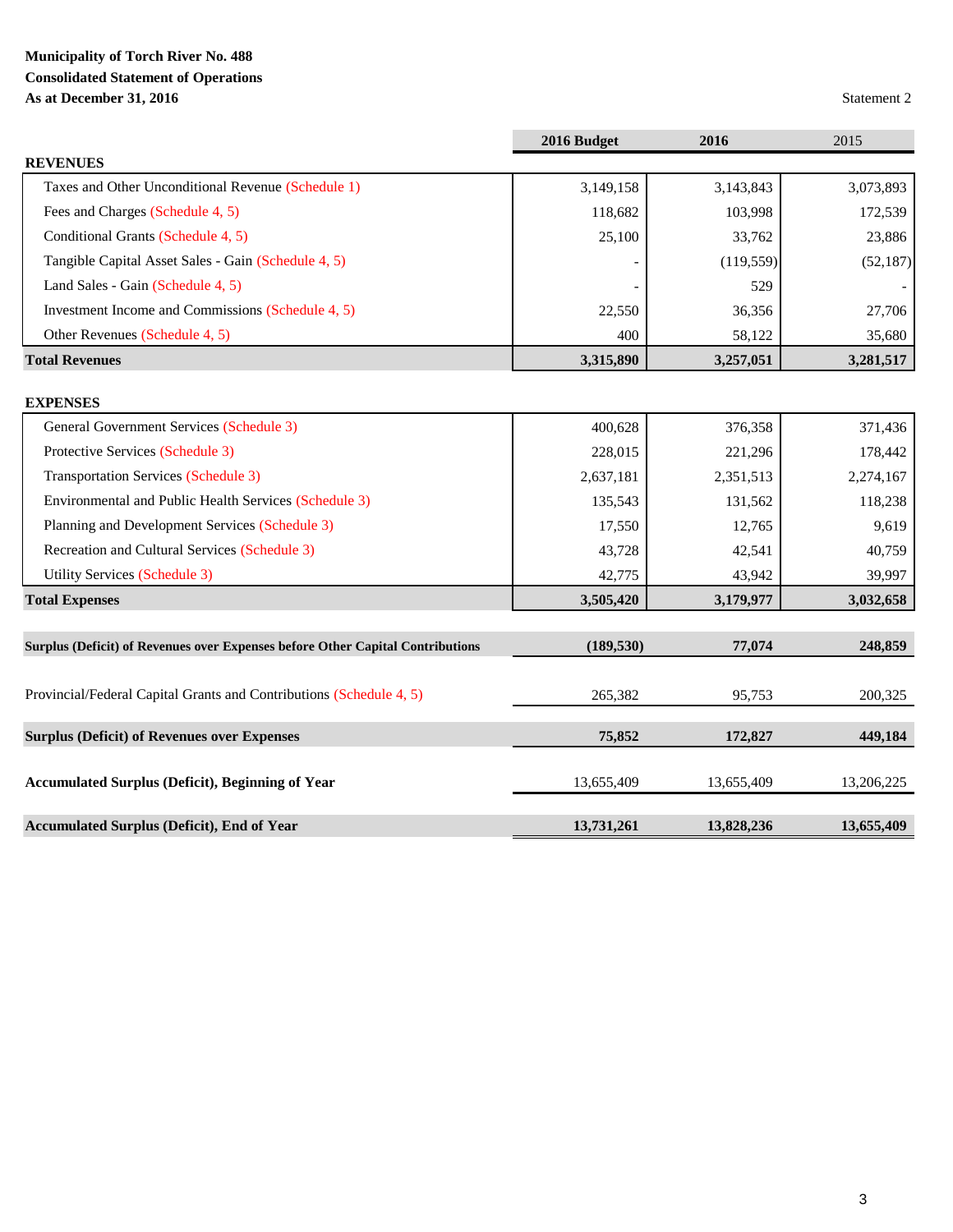**Municipality of Torch River No. 488**
**Consolidated Statement of Operations**
**As at December 31, 2016**

Statement 2

| | 2016 Budget | 2016 | 2015 |
|---|---|---|---|
| **REVENUES** | | | |
| Taxes and Other Unconditional Revenue (Schedule 1) | 3,149,158 | 3,143,843 | 3,073,893 |
| Fees and Charges (Schedule 4, 5) | 118,682 | 103,998 | 172,539 |
| Conditional Grants (Schedule 4, 5) | 25,100 | 33,762 | 23,886 |
| Tangible Capital Asset Sales - Gain (Schedule 4, 5) | - | (119,559) | (52,187) |
| Land Sales - Gain (Schedule 4, 5) | - | 529 | - |
| Investment Income and Commissions (Schedule 4, 5) | 22,550 | 36,356 | 27,706 |
| Other Revenues (Schedule 4, 5) | 400 | 58,122 | 35,680 |
| **Total Revenues** | **3,315,890** | **3,257,051** | **3,281,517** |
| **EXPENSES** | | | |
| General Government Services (Schedule 3) | 400,628 | 376,358 | 371,436 |
| Protective Services (Schedule 3) | 228,015 | 221,296 | 178,442 |
| Transportation Services (Schedule 3) | 2,637,181 | 2,351,513 | 2,274,167 |
| Environmental and Public Health Services (Schedule 3) | 135,543 | 131,562 | 118,238 |
| Planning and Development Services (Schedule 3) | 17,550 | 12,765 | 9,619 |
| Recreation and Cultural Services (Schedule 3) | 43,728 | 42,541 | 40,759 |
| Utility Services (Schedule 3) | 42,775 | 43,942 | 39,997 |
| **Total Expenses** | **3,505,420** | **3,179,977** | **3,032,658** |
| **Surplus (Deficit) of Revenues over Expenses before Other Capital Contributions** | **(189,530)** | **77,074** | **248,859** |
| Provincial/Federal Capital Grants and Contributions (Schedule 4, 5) | 265,382 | 95,753 | 200,325 |
| **Surplus (Deficit) of Revenues over Expenses** | **75,852** | **172,827** | **449,184** |
| **Accumulated Surplus (Deficit), Beginning of Year** | 13,655,409 | 13,655,409 | 13,206,225 |
| **Accumulated Surplus (Deficit), End of Year** | **13,731,261** | **13,828,236** | **13,655,409** |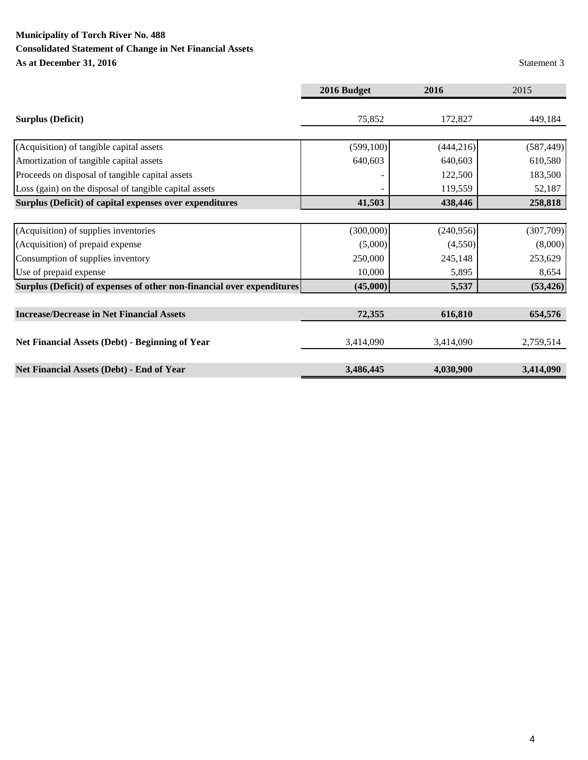**Municipality of Torch River No. 488**
**Consolidated Statement of Change in Net Financial Assets**
**As at December 31, 2016**

Statement 3

| | 2016 Budget | 2016 | 2015 |
|---|---|---|---|
| **Surplus (Deficit)** | 75,852 | 172,827 | 449,184 |
| (Acquisition) of tangible capital assets | (599,100) | (444,216) | (587,449) |
| Amortization of tangible capital assets | 640,603 | 640,603 | 610,580 |
| Proceeds on disposal of tangible capital assets | - | 122,500 | 183,500 |
| Loss (gain) on the disposal of tangible capital assets | - | 119,559 | 52,187 |
| **Surplus (Deficit) of capital expenses over expenditures** | **41,503** | **438,446** | **258,818** |
| (Acquisition) of supplies inventories | (300,000) | (240,956) | (307,709) |
| (Acquisition) of prepaid expense | (5,000) | (4,550) | (8,000) |
| Consumption of supplies inventory | 250,000 | 245,148 | 253,629 |
| Use of prepaid expense | 10,000 | 5,895 | 8,654 |
| **Surplus (Deficit) of expenses of other non-financial over expenditures** | **(45,000)** | **5,537** | **(53,426)** |
| **Increase/Decrease in Net Financial Assets** | **72,355** | **616,810** | **654,576** |
| **Net Financial Assets (Debt) - Beginning of Year** | 3,414,090 | 3,414,090 | 2,759,514 |
| **Net Financial Assets (Debt) - End of Year** | **3,486,445** | **4,030,900** | **3,414,090** |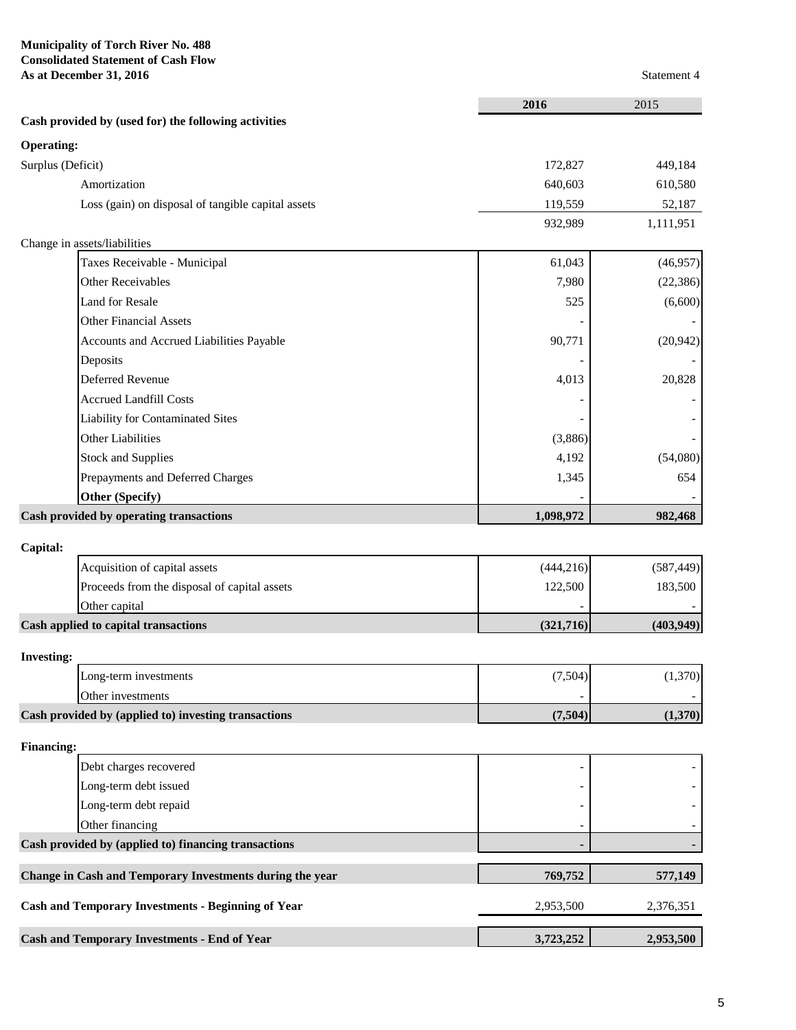**Municipality of Torch River No. 488**
**Consolidated Statement of Cash Flow**
**As at December 31, 2016**

Statement 4

| | **2016** | 2015 |
|---|---|---|
| **Cash provided by (used for) the following activities** | | |
| **Operating:** | | |
| Surplus (Deficit) | 172,827 | 449,184 |
| Amortization | 640,603 | 610,580 |
| Loss (gain) on disposal of tangible capital assets | 119,559 | 52,187 |
| | 932,989 | 1,111,951 |
| Change in assets/liabilities | | |
| Taxes Receivable - Municipal | 61,043 | (46,957) |
| Other Receivables | 7,980 | (22,386) |
| Land for Resale | 525 | (6,600) |
| Other Financial Assets | - | - |
| Accounts and Accrued Liabilities Payable | 90,771 | (20,942) |
| Deposits | - | - |
| Deferred Revenue | 4,013 | 20,828 |
| Accrued Landfill Costs | - | - |
| Liability for Contaminated Sites | - | - |
| Other Liabilities | (3,886) | - |
| Stock and Supplies | 4,192 | (54,080) |
| Prepayments and Deferred Charges | 1,345 | 654 |
| **Other (Specify)** | - | - |
| **Cash provided by operating transactions** | **1,098,972** | **982,468** |
| **Capital:** | | |
| Acquisition of capital assets | (444,216) | (587,449) |
| Proceeds from the disposal of capital assets | 122,500 | 183,500 |
| Other capital | - | - |
| **Cash applied to capital transactions** | **(321,716)** | **(403,949)** |
| **Investing:** | | |
| Long-term investments | (7,504) | (1,370) |
| Other investments | - | - |
| **Cash provided by (applied to) investing transactions** | **(7,504)** | **(1,370)** |
| **Financing:** | | |
| Debt charges recovered | - | - |
| Long-term debt issued | - | - |
| Long-term debt repaid | - | - |
| Other financing | - | - |
| **Cash provided by (applied to) financing transactions** | **-** | **-** |
| **Change in Cash and Temporary Investments during the year** | **769,752** | **577,149** |
| **Cash and Temporary Investments - Beginning of Year** | 2,953,500 | 2,376,351 |
| **Cash and Temporary Investments - End of Year** | **3,723,252** | **2,953,500** |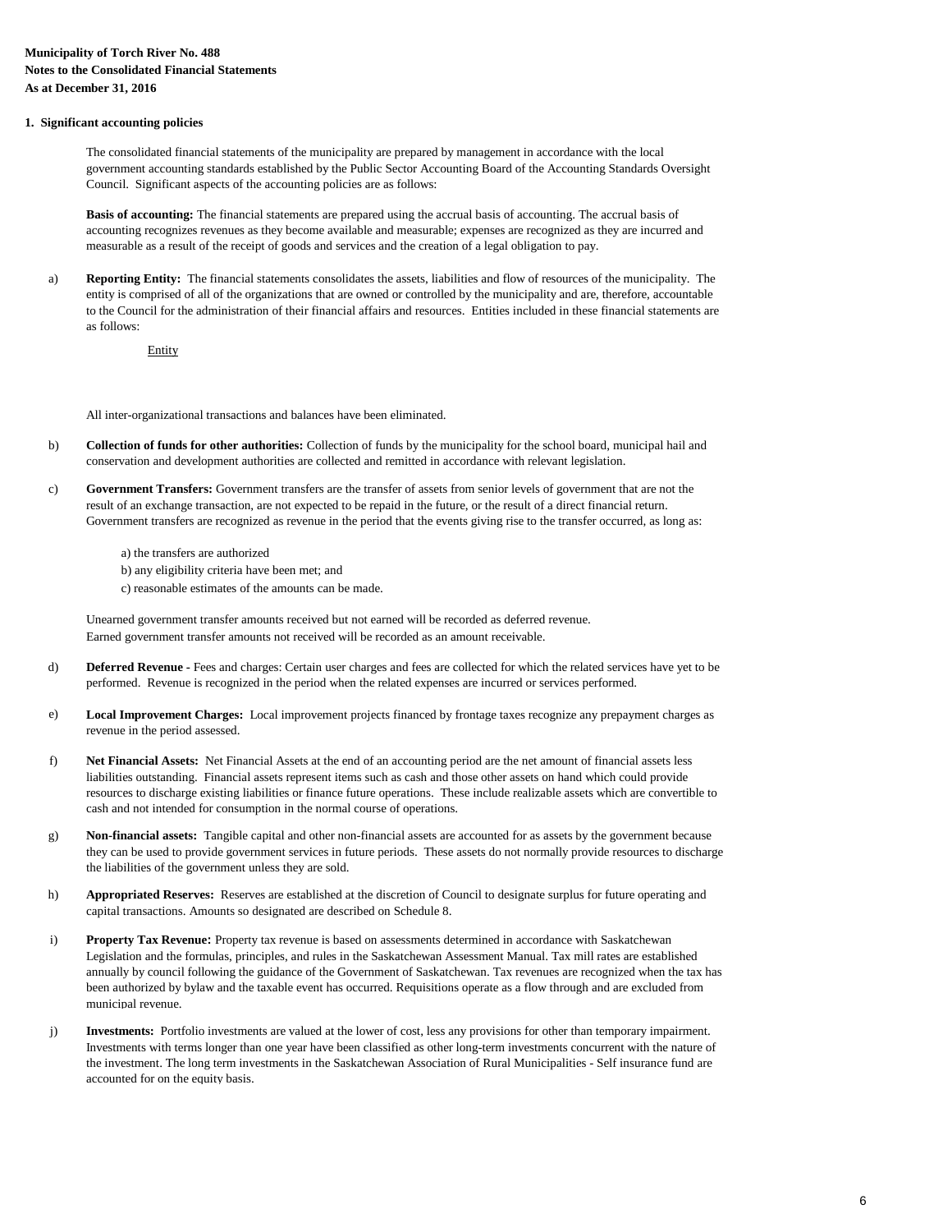**Municipality of Torch River No. 488**
**Notes to the Consolidated Financial Statements**
**As at December 31, 2016**

**1. Significant accounting policies**

The consolidated financial statements of the municipality are prepared by management in accordance with the local government accounting standards established by the Public Sector Accounting Board of the Accounting Standards Oversight Council. Significant aspects of the accounting policies are as follows:

**Basis of accounting:** The financial statements are prepared using the accrual basis of accounting. The accrual basis of accounting recognizes revenues as they become available and measurable; expenses are recognized as they are incurred and measurable as a result of the receipt of goods and services and the creation of a legal obligation to pay.

a) **Reporting Entity:** The financial statements consolidates the assets, liabilities and flow of resources of the municipality. The entity is comprised of all of the organizations that are owned or controlled by the municipality and are, therefore, accountable to the Council for the administration of their financial affairs and resources. Entities included in these financial statements are as follows:

Entity

All inter-organizational transactions and balances have been eliminated.

b) **Collection of funds for other authorities:** Collection of funds by the municipality for the school board, municipal hail and conservation and development authorities are collected and remitted in accordance with relevant legislation.

c) **Government Transfers:** Government transfers are the transfer of assets from senior levels of government that are not the result of an exchange transaction, are not expected to be repaid in the future, or the result of a direct financial return. Government transfers are recognized as revenue in the period that the events giving rise to the transfer occurred, as long as:

a) the transfers are authorized
b) any eligibility criteria have been met; and
c) reasonable estimates of the amounts can be made.

Unearned government transfer amounts received but not earned will be recorded as deferred revenue.
Earned government transfer amounts not received will be recorded as an amount receivable.

d) **Deferred Revenue -** Fees and charges: Certain user charges and fees are collected for which the related services have yet to be performed. Revenue is recognized in the period when the related expenses are incurred or services performed.

e) **Local Improvement Charges:** Local improvement projects financed by frontage taxes recognize any prepayment charges as revenue in the period assessed.

f) **Net Financial Assets:** Net Financial Assets at the end of an accounting period are the net amount of financial assets less liabilities outstanding. Financial assets represent items such as cash and those other assets on hand which could provide resources to discharge existing liabilities or finance future operations. These include realizable assets which are convertible to cash and not intended for consumption in the normal course of operations.

g) **Non-financial assets:** Tangible capital and other non-financial assets are accounted for as assets by the government because they can be used to provide government services in future periods. These assets do not normally provide resources to discharge the liabilities of the government unless they are sold.

h) **Appropriated Reserves:** Reserves are established at the discretion of Council to designate surplus for future operating and capital transactions. Amounts so designated are described on Schedule 8.

i) **Property Tax Revenue:** Property tax revenue is based on assessments determined in accordance with Saskatchewan Legislation and the formulas, principles, and rules in the Saskatchewan Assessment Manual. Tax mill rates are established annually by council following the guidance of the Government of Saskatchewan. Tax revenues are recognized when the tax has been authorized by bylaw and the taxable event has occurred. Requisitions operate as a flow through and are excluded from municipal revenue.

j) **Investments:** Portfolio investments are valued at the lower of cost, less any provisions for other than temporary impairment. Investments with terms longer than one year have been classified as other long-term investments concurrent with the nature of the investment. The long term investments in the Saskatchewan Association of Rural Municipalities - Self insurance fund are accounted for on the equity basis.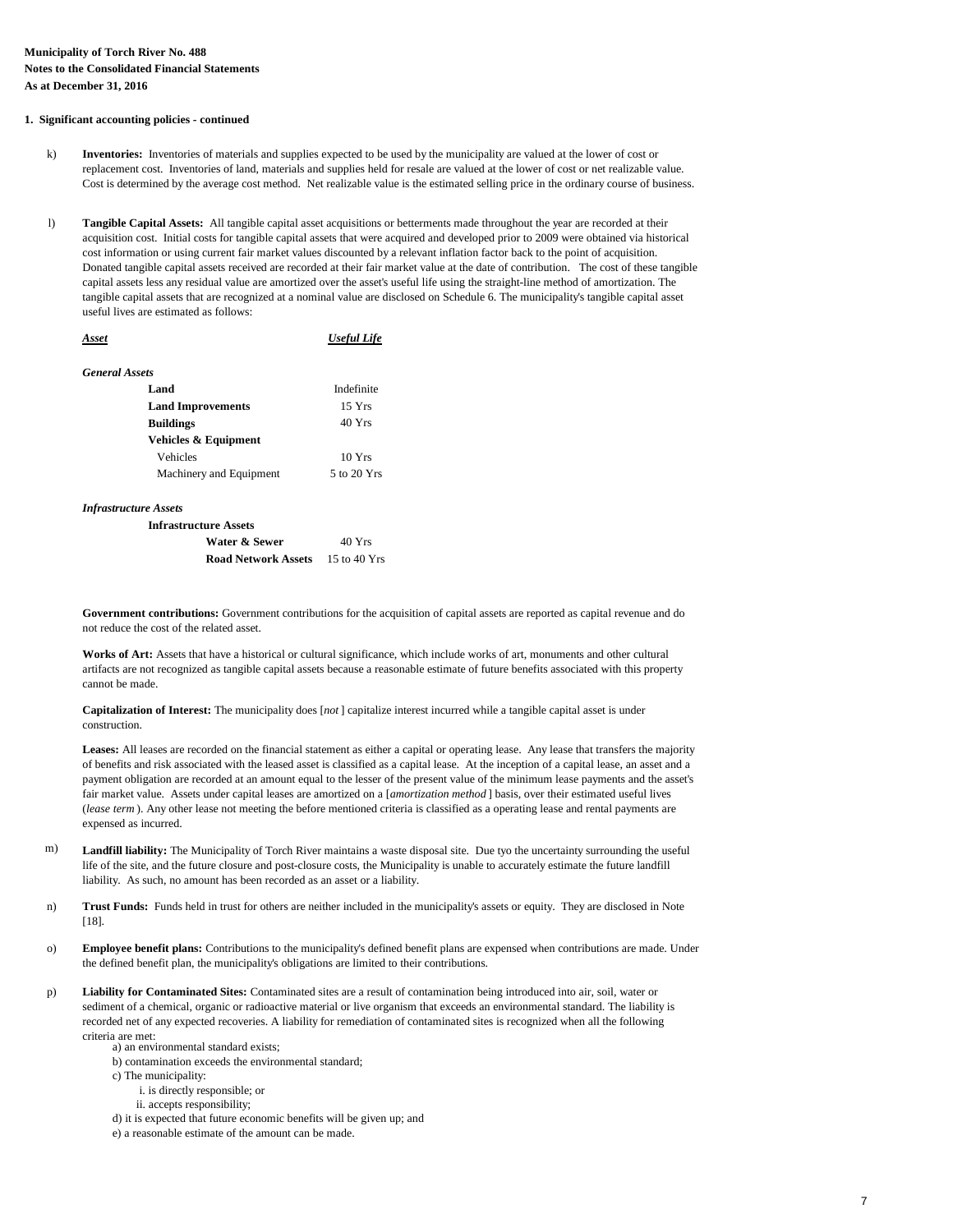**Municipality of Torch River No. 488**
**Notes to the Consolidated Financial Statements**
**As at December 31, 2016**

**1. Significant accounting policies - continued**

k) **Inventories:** Inventories of materials and supplies expected to be used by the municipality are valued at the lower of cost or replacement cost. Inventories of land, materials and supplies held for resale are valued at the lower of cost or net realizable value. Cost is determined by the average cost method. Net realizable value is the estimated selling price in the ordinary course of business.

l) **Tangible Capital Assets:** All tangible capital asset acquisitions or betterments made throughout the year are recorded at their acquisition cost. Initial costs for tangible capital assets that were acquired and developed prior to 2009 were obtained via historical cost information or using current fair market values discounted by a relevant inflation factor back to the point of acquisition. Donated tangible capital assets received are recorded at their fair market value at the date of contribution. The cost of these tangible capital assets less any residual value are amortized over the asset's useful life using the straight-line method of amortization. The tangible capital assets that are recognized at a nominal value are disclosed on Schedule 6. The municipality's tangible capital asset useful lives are estimated as follows:

| ***Asset*** | ***Useful Life*** |
|---|---|
| ***General Assets*** | |
| **Land** | Indefinite |
| **Land Improvements** | 15 Yrs |
| **Buildings** | 40 Yrs |
| **Vehicles & Equipment** | |
| Vehicles | 10 Yrs |
| Machinery and Equipment | 5 to 20 Yrs |
| ***Infrastructure Assets*** | |
| **Infrastructure Assets** | |
| **Water & Sewer** | 40 Yrs |
| **Road Network Assets** | 15 to 40 Yrs |

**Government contributions:** Government contributions for the acquisition of capital assets are reported as capital revenue and do not reduce the cost of the related asset.

**Works of Art:** Assets that have a historical or cultural significance, which include works of art, monuments and other cultural artifacts are not recognized as tangible capital assets because a reasonable estimate of future benefits associated with this property cannot be made.

**Capitalization of Interest:** The municipality does [*not* ] capitalize interest incurred while a tangible capital asset is under construction.

**Leases:** All leases are recorded on the financial statement as either a capital or operating lease. Any lease that transfers the majority of benefits and risk associated with the leased asset is classified as a capital lease. At the inception of a capital lease, an asset and a payment obligation are recorded at an amount equal to the lesser of the present value of the minimum lease payments and the asset's fair market value. Assets under capital leases are amortized on a [*amortization method* ] basis, over their estimated useful lives (*lease term* ). Any other lease not meeting the before mentioned criteria is classified as a operating lease and rental payments are expensed as incurred.

m) **Landfill liability:** The Municipality of Torch River maintains a waste disposal site. Due tyo the uncertainty surrounding the useful life of the site, and the future closure and post-closure costs, the Municipality is unable to accurately estimate the future landfill liability. As such, no amount has been recorded as an asset or a liability.

n) **Trust Funds:** Funds held in trust for others are neither included in the municipality's assets or equity. They are disclosed in Note [18].

o) **Employee benefit plans:** Contributions to the municipality's defined benefit plans are expensed when contributions are made. Under the defined benefit plan, the municipality's obligations are limited to their contributions.

p) **Liability for Contaminated Sites:** Contaminated sites are a result of contamination being introduced into air, soil, water or sediment of a chemical, organic or radioactive material or live organism that exceeds an environmental standard. The liability is recorded net of any expected recoveries. A liability for remediation of contaminated sites is recognized when all the following criteria are met:

a) an environmental standard exists;
b) contamination exceeds the environmental standard;
c) The municipality:
  i. is directly responsible; or
  ii. accepts responsibility;
d) it is expected that future economic benefits will be given up; and
e) a reasonable estimate of the amount can be made.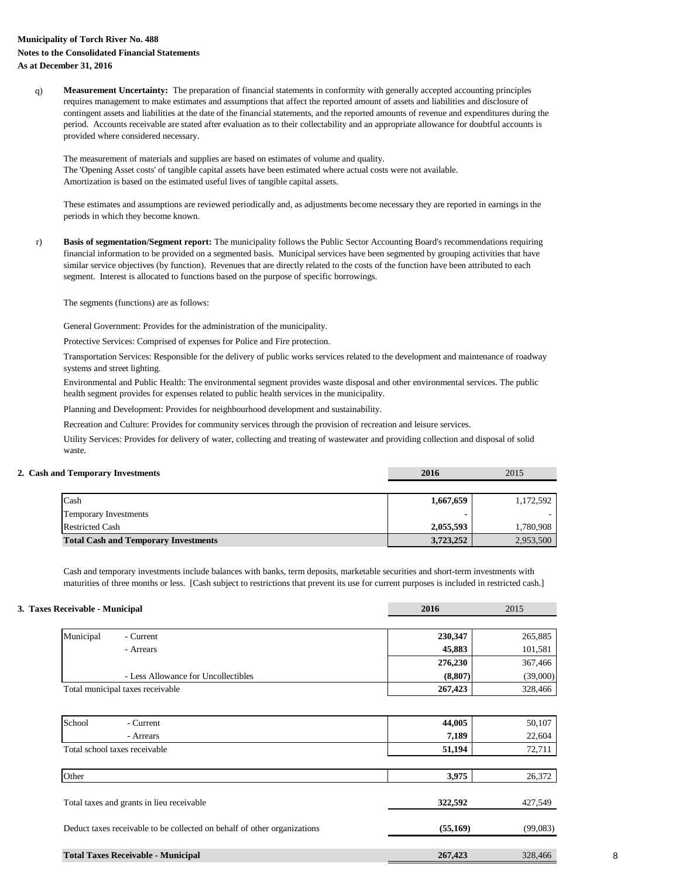**Municipality of Torch River No. 488**
**Notes to the Consolidated Financial Statements**
**As at December 31, 2016**

q) **Measurement Uncertainty:** The preparation of financial statements in conformity with generally accepted accounting principles requires management to make estimates and assumptions that affect the reported amount of assets and liabilities and disclosure of contingent assets and liabilities at the date of the financial statements, and the reported amounts of revenue and expenditures during the period. Accounts receivable are stated after evaluation as to their collectability and an appropriate allowance for doubtful accounts is provided where considered necessary.

The measurement of materials and supplies are based on estimates of volume and quality.
The 'Opening Asset costs' of tangible capital assets have been estimated where actual costs were not available.
Amortization is based on the estimated useful lives of tangible capital assets.

These estimates and assumptions are reviewed periodically and, as adjustments become necessary they are reported in earnings in the periods in which they become known.

r) **Basis of segmentation/Segment report:** The municipality follows the Public Sector Accounting Board's recommendations requiring financial information to be provided on a segmented basis. Municipal services have been segmented by grouping activities that have similar service objectives (by function). Revenues that are directly related to the costs of the function have been attributed to each segment. Interest is allocated to functions based on the purpose of specific borrowings.

The segments (functions) are as follows:

General Government: Provides for the administration of the municipality.

Protective Services: Comprised of expenses for Police and Fire protection.

Transportation Services: Responsible for the delivery of public works services related to the development and maintenance of roadway systems and street lighting.

Environmental and Public Health: The environmental segment provides waste disposal and other environmental services. The public health segment provides for expenses related to public health services in the municipality.

Planning and Development: Provides for neighbourhood development and sustainability.

Recreation and Culture: Provides for community services through the provision of recreation and leisure services.

Utility Services: Provides for delivery of water, collecting and treating of wastewater and providing collection and disposal of solid waste.

## 2. Cash and Temporary Investments

| | 2016 | 2015 |
|---|---|---|
| Cash | 1,667,659 | 1,172,592 |
| Temporary Investments | - | - |
| Restricted Cash | 2,055,593 | 1,780,908 |
| **Total Cash and Temporary Investments** | **3,723,252** | 2,953,500 |

Cash and temporary investments include balances with banks, term deposits, marketable securities and short-term investments with maturities of three months or less. [Cash subject to restrictions that prevent its use for current purposes is included in restricted cash.]

## 3. Taxes Receivable - Municipal

| | | 2016 | 2015 |
|---|---|---|---|
| Municipal | - Current | 230,347 | 265,885 |
| | - Arrears | 45,883 | 101,581 |
| | | 276,230 | 367,466 |
| | - Less Allowance for Uncollectibles | (8,807) | (39,000) |
| Total municipal taxes receivable | | 267,423 | 328,466 |
| | | | |
| School | - Current | 44,005 | 50,107 |
| | - Arrears | 7,189 | 22,604 |
| Total school taxes receivable | | 51,194 | 72,711 |
| | | | |
| Other | | 3,975 | 26,372 |
| | | | |
| Total taxes and grants in lieu receivable | | 322,592 | 427,549 |
| | | | |
| Deduct taxes receivable to be collected on behalf of other organizations | | (55,169) | (99,083) |
| | | | |
| **Total Taxes Receivable - Municipal** | | **267,423** | 328,466 |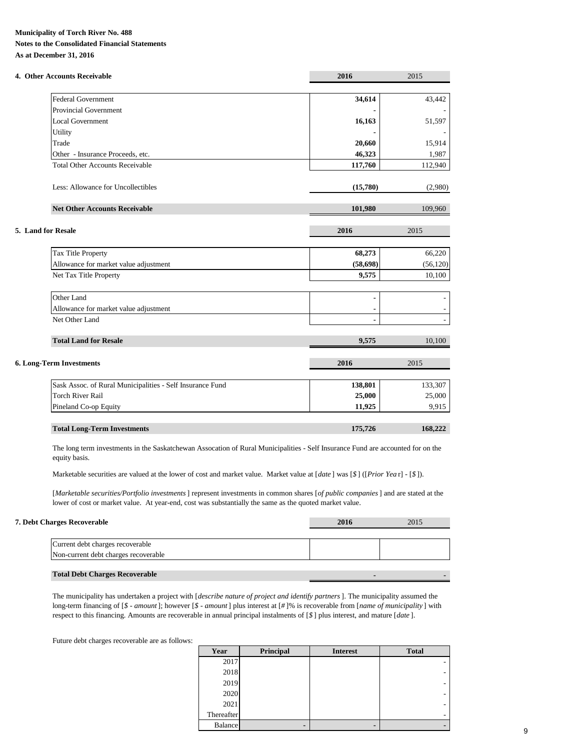**Municipality of Torch River No. 488**
**Notes to the Consolidated Financial Statements**
**As at December 31, 2016**

### 4. Other Accounts Receivable

| | 2016 | 2015 |
|---|---|---|
| Federal Government | **34,614** | 43,442 |
| Provincial Government | **-** | - |
| Local Government | **16,163** | 51,597 |
| Utility | **-** | - |
| Trade | **20,660** | 15,914 |
| Other - Insurance Proceeds, etc. | **46,323** | 1,987 |
| Total Other Accounts Receivable | **117,760** | 112,940 |
| Less: Allowance for Uncollectibles | **(15,780)** | (2,980) |
| **Net Other Accounts Receivable** | **101,980** | 109,960 |

### 5. Land for Resale

| | 2016 | 2015 |
|---|---|---|
| Tax Title Property | **68,273** | 66,220 |
| Allowance for market value adjustment | **(58,698)** | (56,120) |
| Net Tax Title Property | **9,575** | 10,100 |
| Other Land | **-** | - |
| Allowance for market value adjustment | **-** | - |
| Net Other Land | **-** | - |
| **Total Land for Resale** | **9,575** | 10,100 |

### 6. Long-Term Investments

| | 2016 | 2015 |
|---|---|---|
| Sask Assoc. of Rural Municipalities - Self Insurance Fund | **138,801** | 133,307 |
| Torch River Rail | **25,000** | 25,000 |
| Pineland Co-op Equity | **11,925** | 9,915 |
| **Total Long-Term Investments** | **175,726** | **168,222** |

The long term investments in the Saskatchewan Assocation of Rural Municipalities - Self Insurance Fund are accounted for on the equity basis.

Marketable securities are valued at the lower of cost and market value. Market value at [*date*] was [*$*] ([*Prior Yea* r] - [*$*]).

[*Marketable securities/Portfolio investments*] represent investments in common shares [*of public companies*] and are stated at the lower of cost or market value. At year-end, cost was substantially the same as the quoted market value.

### 7. Debt Charges Recoverable

| | 2016 | 2015 |
|---|---|---|
| Current debt charges recoverable | | |
| Non-current debt charges recoverable | | |
| **Total Debt Charges Recoverable** | **-** | - |

The municipality has undertaken a project with [*describe nature of project and identify partners*]. The municipality assumed the long-term financing of [*$ - amount*]; however [*$ - amount*] plus interest at [*#*]% is recoverable from [*name of municipality*] with respect to this financing. Amounts are recoverable in annual principal instalments of [*$*] plus interest, and mature [*date*].

Future debt charges recoverable are as follows:

| Year | Principal | Interest | Total |
|---|---|---|---|
| 2017 | | | - |
| 2018 | | | - |
| 2019 | | | - |
| 2020 | | | - |
| 2021 | | | - |
| Thereafter | | | - |
| Balance | - | - | - |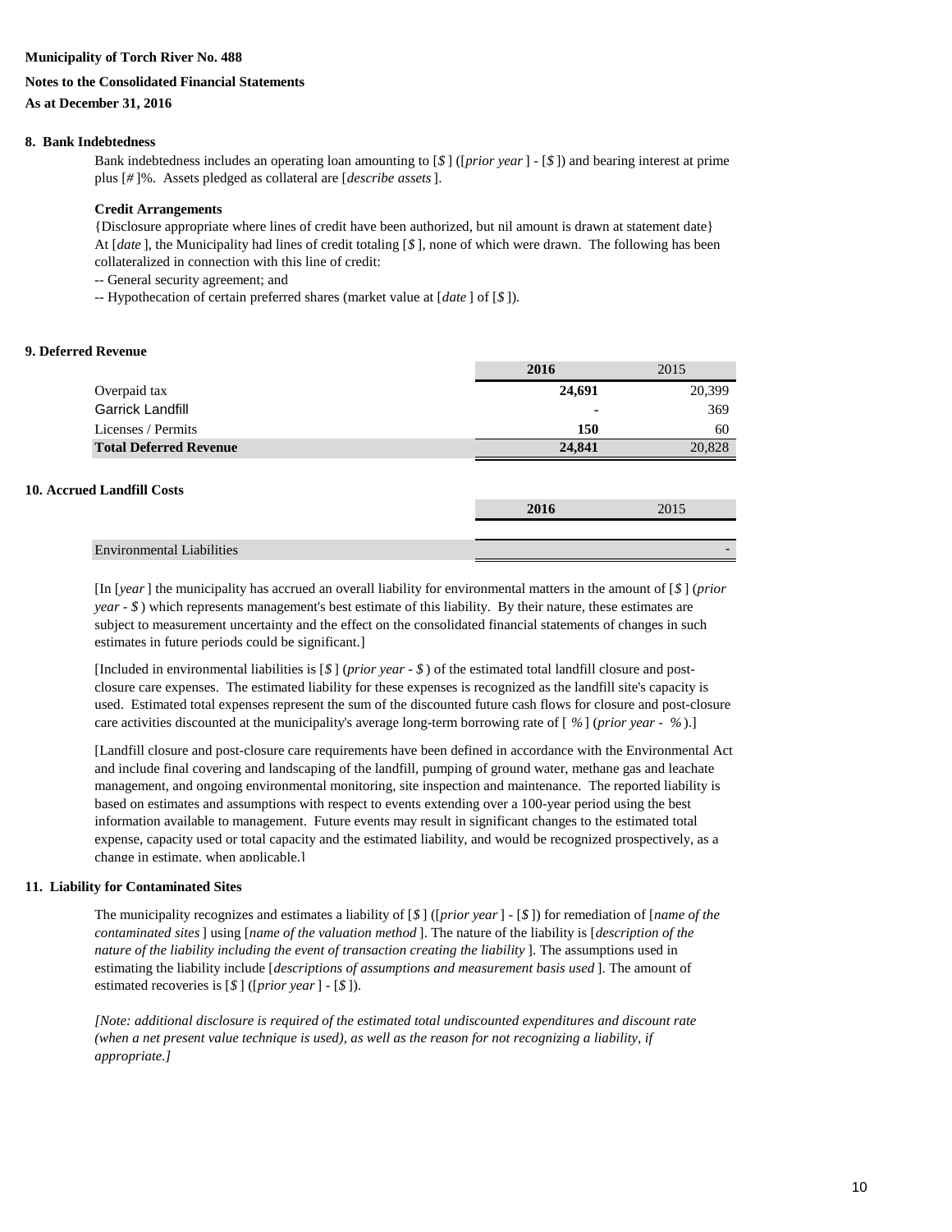**Municipality of Torch River No. 488**

**Notes to the Consolidated Financial Statements**

**As at December 31, 2016**

### 8. Bank Indebtedness

Bank indebtedness includes an operating loan amounting to [*$*] ([*prior year*] - [*$*]) and bearing interest at prime plus [*#*]%. Assets pledged as collateral are [*describe assets*].

**Credit Arrangements**

{Disclosure appropriate where lines of credit have been authorized, but nil amount is drawn at statement date}
At [*date*], the Municipality had lines of credit totaling [*$*], none of which were drawn. The following has been collateralized in connection with this line of credit:

-- General security agreement; and

-- Hypothecation of certain preferred shares (market value at [*date*] of [*$*]).

### 9. Deferred Revenue

| | 2016 | 2015 |
|---|---|---|
| Overpaid tax | **24,691** | 20,399 |
| Garrick Landfill | **-** | 369 |
| Licenses / Permits | **150** | 60 |
| **Total Deferred Revenue** | **24,841** | 20,828 |

### 10. Accrued Landfill Costs

| | 2016 | 2015 |
|---|---|---|
| Environmental Liabilities | | - |

[In [*year*] the municipality has accrued an overall liability for environmental matters in the amount of [*$*] (*prior year - $*) which represents management's best estimate of this liability. By their nature, these estimates are subject to measurement uncertainty and the effect on the consolidated financial statements of changes in such estimates in future periods could be significant.]

[Included in environmental liabilities is [*$*] (*prior year - $*) of the estimated total landfill closure and post-closure care expenses. The estimated liability for these expenses is recognized as the landfill site's capacity is used. Estimated total expenses represent the sum of the discounted future cash flows for closure and post-closure care activities discounted at the municipality's average long-term borrowing rate of [ *%*] (*prior year - %*).]

[Landfill closure and post-closure care requirements have been defined in accordance with the Environmental Act and include final covering and landscaping of the landfill, pumping of ground water, methane gas and leachate management, and ongoing environmental monitoring, site inspection and maintenance. The reported liability is based on estimates and assumptions with respect to events extending over a 100-year period using the best information available to management. Future events may result in significant changes to the estimated total expense, capacity used or total capacity and the estimated liability, and would be recognized prospectively, as a change in estimate, when applicable.]

### 11. Liability for Contaminated Sites

The municipality recognizes and estimates a liability of [*$*] ([*prior year*] - [*$*]) for remediation of [*name of the contaminated sites*] using [*name of the valuation method*]. The nature of the liability is [*description of the nature of the liability including the event of transaction creating the liability*]. The assumptions used in estimating the liability include [*descriptions of assumptions and measurement basis used*]. The amount of estimated recoveries is [*$*] ([*prior year*] - [*$*]).

*[Note: additional disclosure is required of the estimated total undiscounted expenditures and discount rate (when a net present value technique is used), as well as the reason for not recognizing a liability, if appropriate.]*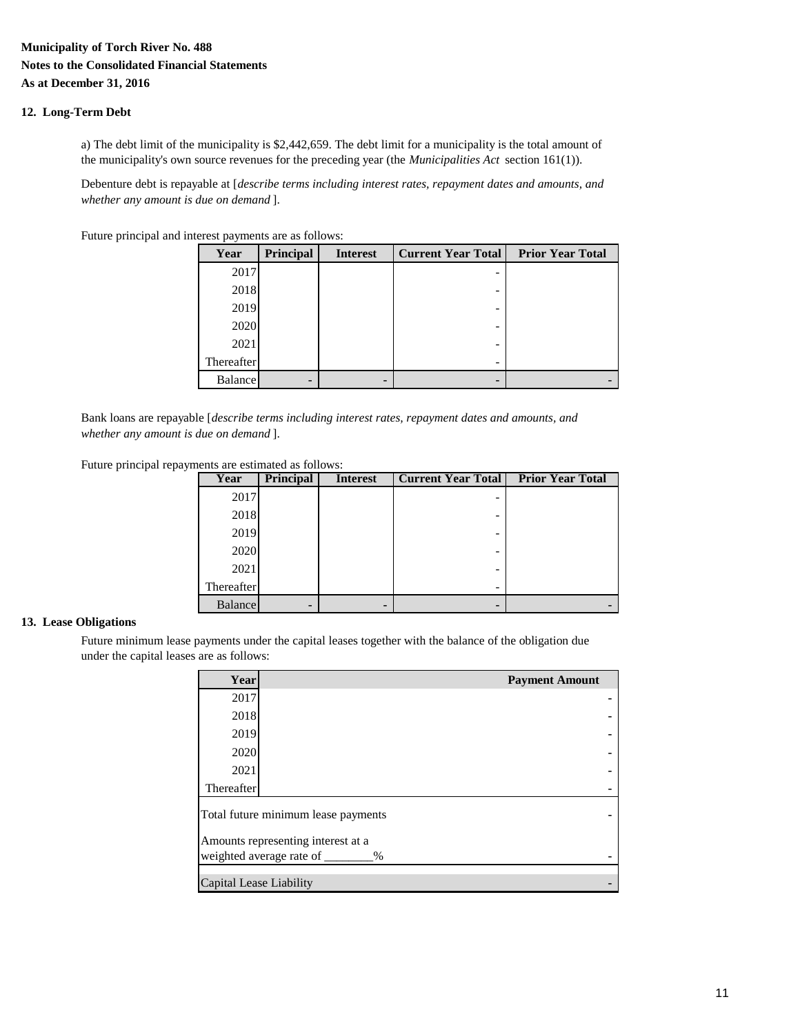**Municipality of Torch River No. 488**

**Notes to the Consolidated Financial Statements**

**As at December 31, 2016**

## 12. Long-Term Debt

a) The debt limit of the municipality is $2,442,659. The debt limit for a municipality is the total amount of the municipality's own source revenues for the preceding year (the *Municipalities Act* section 161(1)).

Debenture debt is repayable at [*describe terms including interest rates, repayment dates and amounts, and whether any amount is due on demand* ].

Future principal and interest payments are as follows:

| Year | Principal | Interest | Current Year Total | Prior Year Total |
|---|---|---|---|---|
| 2017 | | | - | |
| 2018 | | | - | |
| 2019 | | | - | |
| 2020 | | | - | |
| 2021 | | | - | |
| Thereafter | | | - | |
| Balance | - | - | - | - |

Bank loans are repayable [*describe terms including interest rates, repayment dates and amounts, and whether any amount is due on demand* ].

Future principal repayments are estimated as follows:

| Year | Principal | Interest | Current Year Total | Prior Year Total |
|---|---|---|---|---|
| 2017 | | | - | |
| 2018 | | | - | |
| 2019 | | | - | |
| 2020 | | | - | |
| 2021 | | | - | |
| Thereafter | | | - | |
| Balance | - | - | - | - |

## 13. Lease Obligations

Future minimum lease payments under the capital leases together with the balance of the obligation due under the capital leases are as follows:

| Year | Payment Amount |
|---|---|
| 2017 | - |
| 2018 | - |
| 2019 | - |
| 2020 | - |
| 2021 | - |
| Thereafter | - |
| Total future minimum lease payments | - |
| Amounts representing interest at a weighted average rate of ________% | - |
| Capital Lease Liability | - |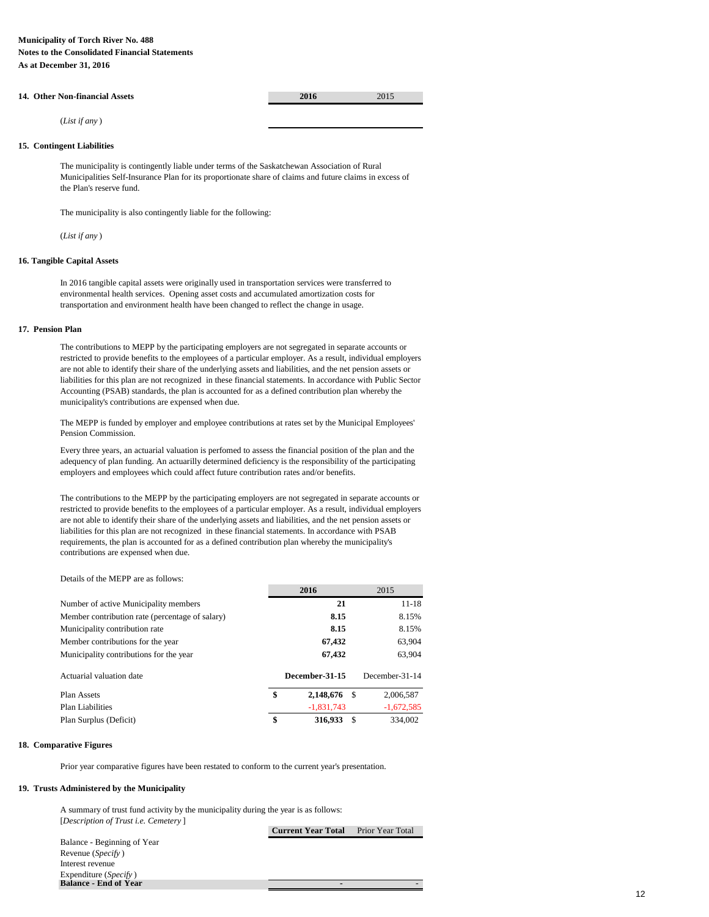**Municipality of Torch River No. 488**
**Notes to the Consolidated Financial Statements**
**As at December 31, 2016**

## 14. Other Non-financial Assets

| | **2016** | 2015 |
|---|---|---|
| (*List if any* ) | | |

## 15. Contingent Liabilities

The municipality is contingently liable under terms of the Saskatchewan Association of Rural Municipalities Self-Insurance Plan for its proportionate share of claims and future claims in excess of the Plan's reserve fund.

The municipality is also contingently liable for the following:

(*List if any* )

## 16. Tangible Capital Assets

In 2016 tangible capital assets were originally used in transportation services were transferred to environmental health services. Opening asset costs and accumulated amortization costs for transportation and environment health have been changed to reflect the change in usage.

## 17. Pension Plan

The contributions to MEPP by the participating employers are not segregated in separate accounts or restricted to provide benefits to the employees of a particular employer. As a result, individual employers are not able to identify their share of the underlying assets and liabilities, and the net pension assets or liabilities for this plan are not recognized in these financial statements. In accordance with Public Sector Accounting (PSAB) standards, the plan is accounted for as a defined contribution plan whereby the municipality's contributions are expensed when due.

The MEPP is funded by employer and employee contributions at rates set by the Municipal Employees' Pension Commission.

Every three years, an actuarial valuation is perfomed to assess the financial position of the plan and the adequency of plan funding. An actuarilly determined deficiency is the responsibility of the participating employers and employees which could affect future contribution rates and/or benefits.

The contributions to the MEPP by the participating employers are not segregated in separate accounts or restricted to provide benefits to the employees of a particular employer. As a result, individual employers are not able to identify their share of the underlying assets and liabilities, and the net pension assets or liabilities for this plan are not recognized in these financial statements. In accordance with PSAB requirements, the plan is accounted for as a defined contribution plan whereby the municipality's contributions are expensed when due.

Details of the MEPP are as follows:

| | **2016** | 2015 |
|---|---|---|
| Number of active Municipality members | **21** | 11-18 |
| Member contribution rate (percentage of salary) | **8.15** | 8.15% |
| Municipality contribution rate | **8.15** | 8.15% |
| Member contributions for the year | **67,432** | 63,904 |
| Municipality contributions for the year | **67,432** | 63,904 |
| Actuarial valuation date | **December-31-15** | December-31-14 |
| Plan Assets | **$ 2,148,676** | $ 2,006,587 |
| Plan Liabilities | -1,831,743 | -1,672,585 |
| Plan Surplus (Deficit) | **$ 316,933** | $ 334,002 |

## 18. Comparative Figures

Prior year comparative figures have been restated to conform to the current year's presentation.

## 19. Trusts Administered by the Municipality

A summary of trust fund activity by the municipality during the year is as follows:
[*Description of Trust i.e. Cemetery* ]

| | **Current Year Total** | Prior Year Total |
|---|---|---|
| Balance - Beginning of Year | | |
| Revenue (*Specify* ) | | |
| Interest revenue | | |
| Expenditure (*Specify* ) | | |
| **Balance - End of Year** | - | - |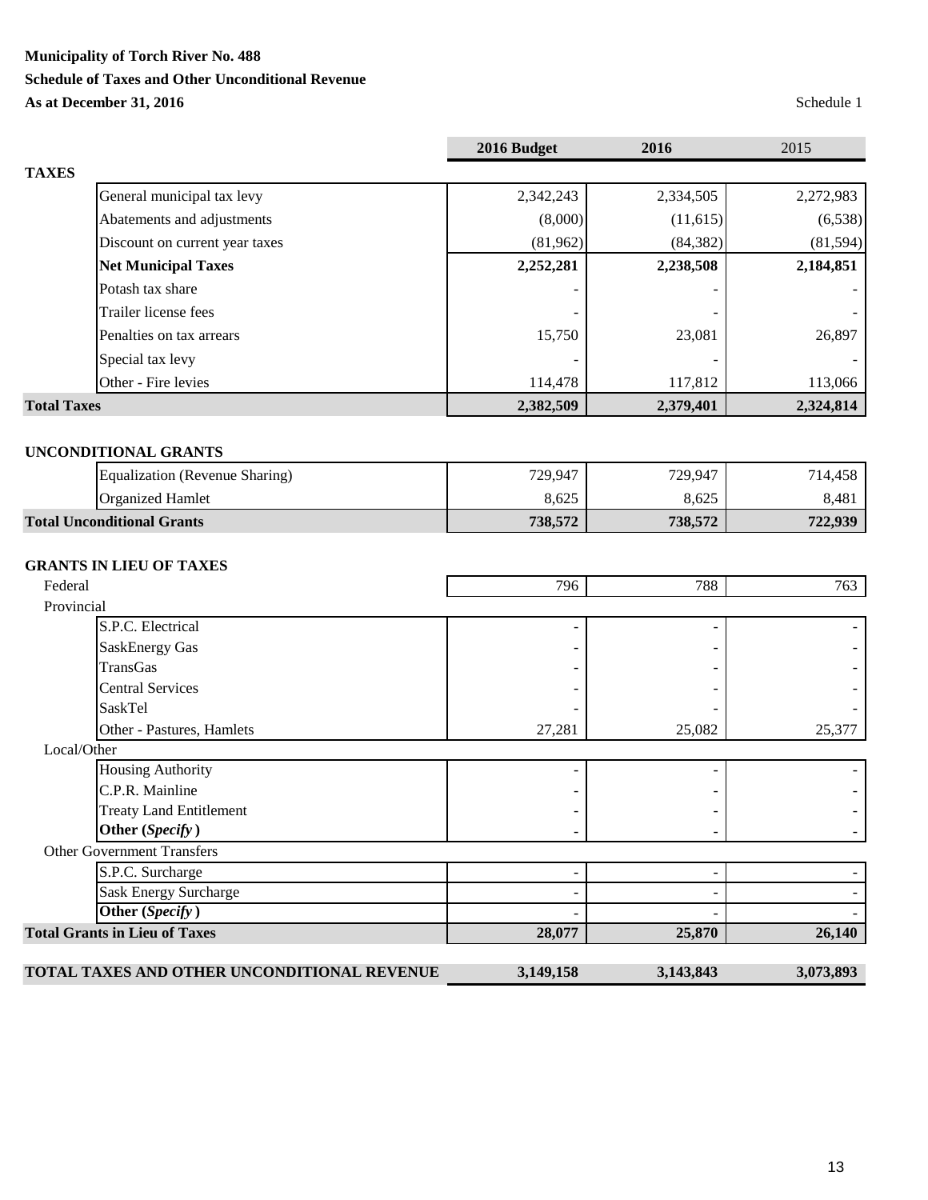**Municipality of Torch River No. 488**

**Schedule of Taxes and Other Unconditional Revenue**

**As at December 31, 2016**

Schedule 1

| | 2016 Budget | 2016 | 2015 |
|---|---|---|---|
| **TAXES** | | | |
| General municipal tax levy | 2,342,243 | 2,334,505 | 2,272,983 |
| Abatements and adjustments | (8,000) | (11,615) | (6,538) |
| Discount on current year taxes | (81,962) | (84,382) | (81,594) |
| **Net Municipal Taxes** | **2,252,281** | **2,238,508** | **2,184,851** |
| Potash tax share | - | - | - |
| Trailer license fees | - | - | - |
| Penalties on tax arrears | 15,750 | 23,081 | 26,897 |
| Special tax levy | - | - | - |
| Other - Fire levies | 114,478 | 117,812 | 113,066 |
| **Total Taxes** | **2,382,509** | **2,379,401** | **2,324,814** |
| | | | |
| **UNCONDITIONAL GRANTS** | | | |
| Equalization (Revenue Sharing) | 729,947 | 729,947 | 714,458 |
| Organized Hamlet | 8,625 | 8,625 | 8,481 |
| **Total Unconditional Grants** | **738,572** | **738,572** | **722,939** |
| | | | |
| **GRANTS IN LIEU OF TAXES** | | | |
| Federal | 796 | 788 | 763 |
| Provincial | | | |
| S.P.C. Electrical | - | - | - |
| SaskEnergy Gas | - | - | - |
| TransGas | - | - | - |
| Central Services | - | - | - |
| SaskTel | - | - | - |
| Other - Pastures, Hamlets | 27,281 | 25,082 | 25,377 |
| Local/Other | | | |
| Housing Authority | - | - | - |
| C.P.R. Mainline | - | - | - |
| Treaty Land Entitlement | - | - | - |
| **Other (*Specify*)** | - | - | - |
| Other Government Transfers | | | |
| S.P.C. Surcharge | - | - | - |
| Sask Energy Surcharge | - | - | - |
| **Other (*Specify*)** | - | - | - |
| **Total Grants in Lieu of Taxes** | **28,077** | **25,870** | **26,140** |
| | | | |
| **TOTAL TAXES AND OTHER UNCONDITIONAL REVENUE** | **3,149,158** | **3,143,843** | **3,073,893** |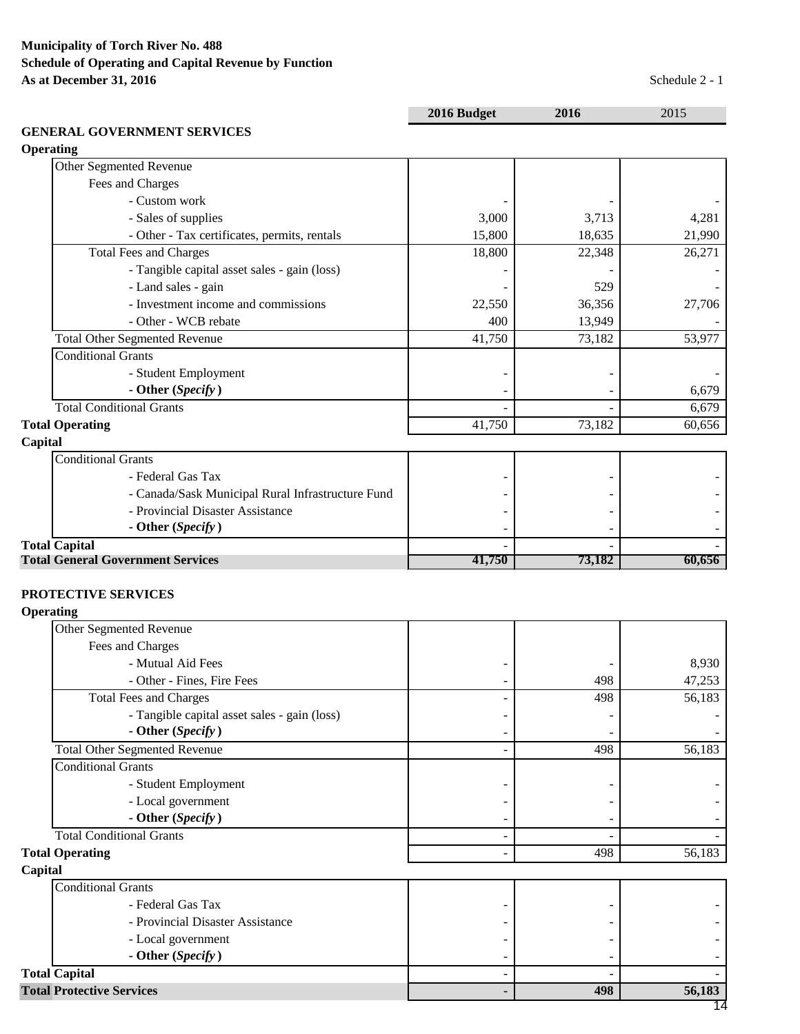**Municipality of Torch River No. 488**
**Schedule of Operating and Capital Revenue by Function**
**As at December 31, 2016**

Schedule 2 - 1

| | 2016 Budget | 2016 | 2015 |
|---|---|---|---|
| **GENERAL GOVERNMENT SERVICES** | | | |
| **Operating** | | | |
| Other Segmented Revenue | | | |
| Fees and Charges | | | |
| - Custom work | - | - | - |
| - Sales of supplies | 3,000 | 3,713 | 4,281 |
| - Other - Tax certificates, permits, rentals | 15,800 | 18,635 | 21,990 |
| Total Fees and Charges | 18,800 | 22,348 | 26,271 |
| - Tangible capital asset sales - gain (loss) | - | - | - |
| - Land sales - gain | - | 529 | - |
| - Investment income and commissions | 22,550 | 36,356 | 27,706 |
| - Other - WCB rebate | 400 | 13,949 | - |
| Total Other Segmented Revenue | 41,750 | 73,182 | 53,977 |
| Conditional Grants | | | |
| - Student Employment | - | - | - |
| **- Other (*Specify*)** | - | - | 6,679 |
| Total Conditional Grants | - | - | 6,679 |
| **Total Operating** | 41,750 | 73,182 | 60,656 |
| **Capital** | | | |
| Conditional Grants | | | |
| - Federal Gas Tax | - | - | - |
| - Canada/Sask Municipal Rural Infrastructure Fund | - | - | - |
| - Provincial Disaster Assistance | - | - | - |
| **- Other (*Specify*)** | - | - | - |
| **Total Capital** | - | - | - |
| **Total General Government Services** | **41,750** | **73,182** | **60,656** |

| | 2016 Budget | 2016 | 2015 |
|---|---|---|---|
| **PROTECTIVE SERVICES** | | | |
| **Operating** | | | |
| Other Segmented Revenue | | | |
| Fees and Charges | | | |
| - Mutual Aid Fees | - | - | 8,930 |
| - Other - Fines, Fire Fees | - | 498 | 47,253 |
| Total Fees and Charges | - | 498 | 56,183 |
| - Tangible capital asset sales - gain (loss) | - | - | - |
| **- Other (*Specify*)** | - | - | - |
| Total Other Segmented Revenue | - | 498 | 56,183 |
| Conditional Grants | | | |
| - Student Employment | - | - | - |
| - Local government | - | - | - |
| **- Other (*Specify*)** | - | - | - |
| Total Conditional Grants | - | - | - |
| **Total Operating** | - | 498 | 56,183 |
| **Capital** | | | |
| Conditional Grants | | | |
| - Federal Gas Tax | - | - | - |
| - Provincial Disaster Assistance | - | - | - |
| - Local government | - | - | - |
| **- Other (*Specify*)** | - | - | - |
| **Total Capital** | - | - | - |
| **Total Protective Services** | **-** | **498** | **56,183** |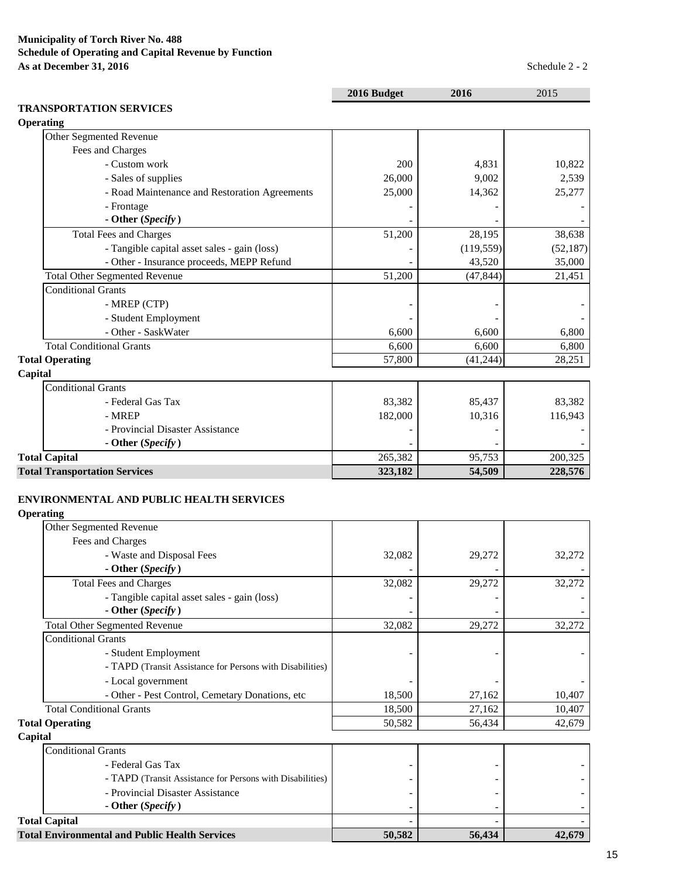**Municipality of Torch River No. 488**
**Schedule of Operating and Capital Revenue by Function**
**As at December 31, 2016**

Schedule 2 - 2

| | 2016 Budget | 2016 | 2015 |
|---|---|---|---|
| **TRANSPORTATION SERVICES** | | | |
| **Operating** | | | |
| Other Segmented Revenue | | | |
| Fees and Charges | | | |
| - Custom work | 200 | 4,831 | 10,822 |
| - Sales of supplies | 26,000 | 9,002 | 2,539 |
| - Road Maintenance and Restoration Agreements | 25,000 | 14,362 | 25,277 |
| - Frontage | - | - | - |
| **- Other (*Specify*)** | - | - | - |
| Total Fees and Charges | 51,200 | 28,195 | 38,638 |
| - Tangible capital asset sales - gain (loss) | - | (119,559) | (52,187) |
| - Other - Insurance proceeds, MEPP Refund | - | 43,520 | 35,000 |
| Total Other Segmented Revenue | 51,200 | (47,844) | 21,451 |
| Conditional Grants | | | |
| - MREP (CTP) | - | - | - |
| - Student Employment | - | - | - |
| - Other - SaskWater | 6,600 | 6,600 | 6,800 |
| Total Conditional Grants | 6,600 | 6,600 | 6,800 |
| **Total Operating** | 57,800 | (41,244) | 28,251 |
| **Capital** | | | |
| Conditional Grants | | | |
| - Federal Gas Tax | 83,382 | 85,437 | 83,382 |
| - MREP | 182,000 | 10,316 | 116,943 |
| - Provincial Disaster Assistance | - | - | - |
| **- Other (*Specify*)** | - | - | - |
| **Total Capital** | 265,382 | 95,753 | 200,325 |
| **Total Transportation Services** | **323,182** | **54,509** | **228,576** |

| | 2016 Budget | 2016 | 2015 |
|---|---|---|---|
| **ENVIRONMENTAL AND PUBLIC HEALTH SERVICES** | | | |
| **Operating** | | | |
| Other Segmented Revenue | | | |
| Fees and Charges | | | |
| - Waste and Disposal Fees | 32,082 | 29,272 | 32,272 |
| **- Other (*Specify*)** | - | - | - |
| Total Fees and Charges | 32,082 | 29,272 | 32,272 |
| - Tangible capital asset sales - gain (loss) | - | - | - |
| **- Other (*Specify*)** | - | - | - |
| Total Other Segmented Revenue | 32,082 | 29,272 | 32,272 |
| Conditional Grants | | | |
| - Student Employment | - | - | - |
| - TAPD (Transit Assistance for Persons with Disabilities) | | | |
| - Local government | - | - | - |
| - Other - Pest Control, Cemetary Donations, etc | 18,500 | 27,162 | 10,407 |
| Total Conditional Grants | 18,500 | 27,162 | 10,407 |
| **Total Operating** | 50,582 | 56,434 | 42,679 |
| **Capital** | | | |
| Conditional Grants | | | |
| - Federal Gas Tax | - | - | - |
| - TAPD (Transit Assistance for Persons with Disabilities) | - | - | - |
| - Provincial Disaster Assistance | - | - | - |
| **- Other (*Specify*)** | - | - | - |
| **Total Capital** | - | - | - |
| **Total Environmental and Public Health Services** | **50,582** | **56,434** | **42,679** |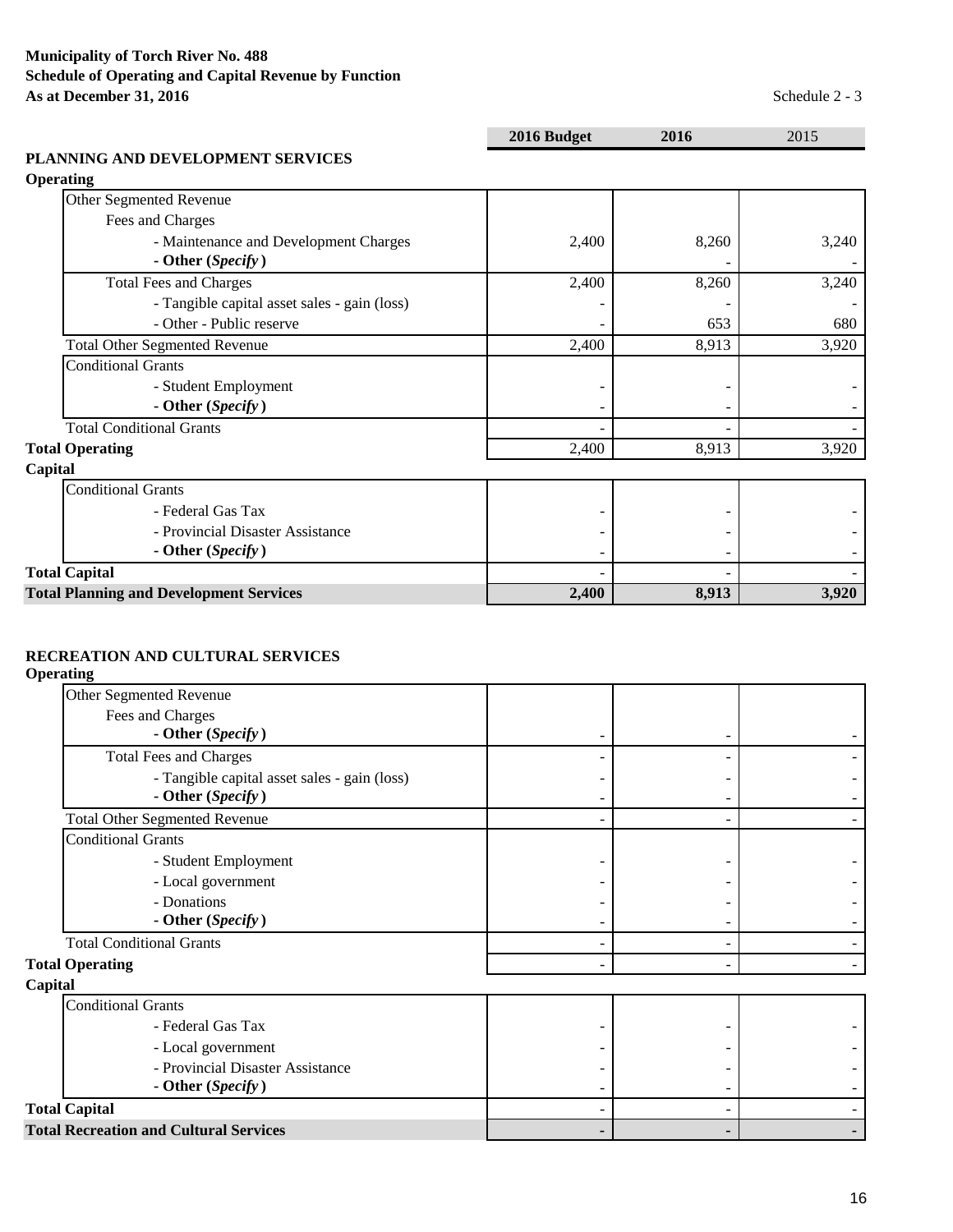**Municipality of Torch River No. 488**
**Schedule of Operating and Capital Revenue by Function**
**As at December 31, 2016**

Schedule 2 - 3

| | 2016 Budget | 2016 | 2015 |
|---|---|---|---|
| **PLANNING AND DEVELOPMENT SERVICES** | | | |
| **Operating** | | | |
| Other Segmented Revenue | | | |
| Fees and Charges | | | |
| - Maintenance and Development Charges | 2,400 | 8,260 | 3,240 |
| **- Other (*Specify*)** | | - | - |
| Total Fees and Charges | 2,400 | 8,260 | 3,240 |
| - Tangible capital asset sales - gain (loss) | - | - | - |
| - Other - Public reserve | - | 653 | 680 |
| Total Other Segmented Revenue | 2,400 | 8,913 | 3,920 |
| Conditional Grants | | | |
| - Student Employment | - | - | - |
| **- Other (*Specify*)** | - | - | - |
| Total Conditional Grants | - | - | - |
| **Total Operating** | 2,400 | 8,913 | 3,920 |
| **Capital** | | | |
| Conditional Grants | | | |
| - Federal Gas Tax | - | - | - |
| - Provincial Disaster Assistance | - | - | - |
| **- Other (*Specify*)** | - | - | - |
| **Total Capital** | - | - | - |
| **Total Planning and Development Services** | **2,400** | **8,913** | **3,920** |

| | 2016 Budget | 2016 | 2015 |
|---|---|---|---|
| **RECREATION AND CULTURAL SERVICES** | | | |
| **Operating** | | | |
| Other Segmented Revenue | | | |
| Fees and Charges | | | |
| **- Other (*Specify*)** | - | - | - |
| Total Fees and Charges | - | - | - |
| - Tangible capital asset sales - gain (loss) | - | - | - |
| **- Other (*Specify*)** | - | - | - |
| Total Other Segmented Revenue | - | - | - |
| Conditional Grants | | | |
| - Student Employment | - | - | - |
| - Local government | - | - | - |
| - Donations | - | - | - |
| **- Other (*Specify*)** | - | - | - |
| Total Conditional Grants | - | - | - |
| **Total Operating** | - | - | - |
| **Capital** | | | |
| Conditional Grants | | | |
| - Federal Gas Tax | - | - | - |
| - Local government | - | - | - |
| - Provincial Disaster Assistance | - | - | - |
| **- Other (*Specify*)** | - | - | - |
| **Total Capital** | - | - | - |
| **Total Recreation and Cultural Services** | **-** | **-** | **-** |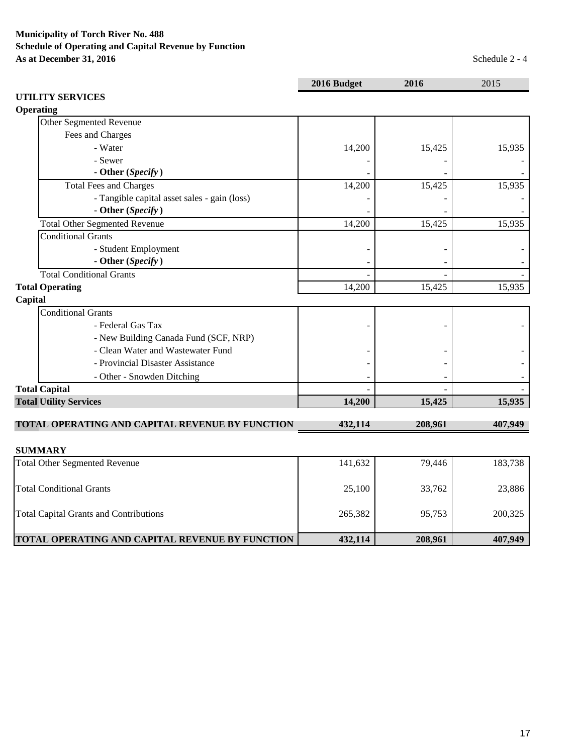**Municipality of Torch River No. 488**
**Schedule of Operating and Capital Revenue by Function**
**As at December 31, 2016**

Schedule 2 - 4

| | 2016 Budget | 2016 | 2015 |
|---|---|---|---|
| **UTILITY SERVICES** | | | |
| **Operating** | | | |
| Other Segmented Revenue | | | |
| Fees and Charges | | | |
| - Water | 14,200 | 15,425 | 15,935 |
| - Sewer | - | - | - |
| **- Other (*Specify*)** | - | - | - |
| Total Fees and Charges | 14,200 | 15,425 | 15,935 |
| - Tangible capital asset sales - gain (loss) | - | - | - |
| **- Other (*Specify*)** | - | - | - |
| Total Other Segmented Revenue | 14,200 | 15,425 | 15,935 |
| Conditional Grants | | | |
| - Student Employment | - | - | - |
| **- Other (*Specify*)** | - | - | - |
| Total Conditional Grants | - | - | - |
| **Total Operating** | 14,200 | 15,425 | 15,935 |
| **Capital** | | | |
| Conditional Grants | | | |
| - Federal Gas Tax | - | - | - |
| - New Building Canada Fund (SCF, NRP) | | | |
| - Clean Water and Wastewater Fund | - | - | - |
| - Provincial Disaster Assistance | - | - | - |
| - Other - Snowden Ditching | - | - | - |
| **Total Capital** | - | - | - |
| **Total Utility Services** | **14,200** | **15,425** | **15,935** |
| | | | |
| **TOTAL OPERATING AND CAPITAL REVENUE BY FUNCTION** | **432,114** | **208,961** | **407,949** |

**SUMMARY**

| | 2016 Budget | 2016 | 2015 |
|---|---|---|---|
| Total Other Segmented Revenue | 141,632 | 79,446 | 183,738 |
| Total Conditional Grants | 25,100 | 33,762 | 23,886 |
| Total Capital Grants and Contributions | 265,382 | 95,753 | 200,325 |
| **TOTAL OPERATING AND CAPITAL REVENUE BY FUNCTION** | **432,114** | **208,961** | **407,949** |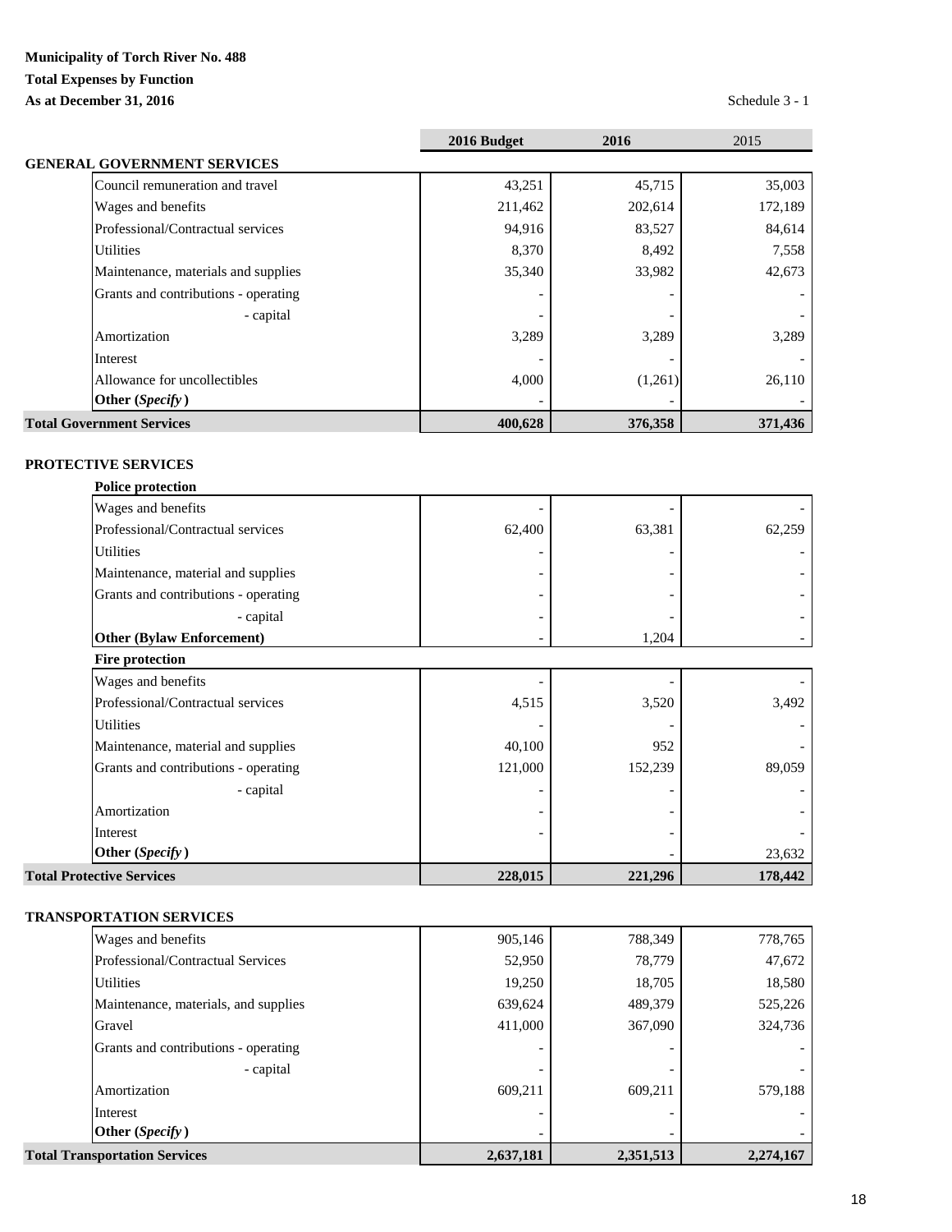**Municipality of Torch River No. 488**

**Total Expenses by Function**

**As at December 31, 2016**

Schedule 3 - 1

| | 2016 Budget | 2016 | 2015 |
|---|---|---|---|
| **GENERAL GOVERNMENT SERVICES** | | | |
| Council remuneration and travel | 43,251 | 45,715 | 35,003 |
| Wages and benefits | 211,462 | 202,614 | 172,189 |
| Professional/Contractual services | 94,916 | 83,527 | 84,614 |
| Utilities | 8,370 | 8,492 | 7,558 |
| Maintenance, materials and supplies | 35,340 | 33,982 | 42,673 |
| Grants and contributions - operating | - | - | - |
| - capital | - | - | - |
| Amortization | 3,289 | 3,289 | 3,289 |
| Interest | - | - | - |
| Allowance for uncollectibles | 4,000 | (1,261) | 26,110 |
| **Other (*Specify*)** | - | - | - |
| **Total Government Services** | **400,628** | **376,358** | **371,436** |
| | | | |
| **PROTECTIVE SERVICES** | | | |
| **Police protection** | | | |
| Wages and benefits | - | - | - |
| Professional/Contractual services | 62,400 | 63,381 | 62,259 |
| Utilities | - | - | - |
| Maintenance, material and supplies | - | - | - |
| Grants and contributions - operating | - | - | - |
| - capital | - | - | - |
| **Other (Bylaw Enforcement)** | - | 1,204 | - |
| **Fire protection** | | | |
| Wages and benefits | - | - | - |
| Professional/Contractual services | 4,515 | 3,520 | 3,492 |
| Utilities | - | - | - |
| Maintenance, material and supplies | 40,100 | 952 | - |
| Grants and contributions - operating | 121,000 | 152,239 | 89,059 |
| - capital | - | - | - |
| Amortization | - | - | - |
| Interest | - | - | - |
| **Other (*Specify*)** | | - | 23,632 |
| **Total Protective Services** | **228,015** | **221,296** | **178,442** |
| | | | |
| **TRANSPORTATION SERVICES** | | | |
| Wages and benefits | 905,146 | 788,349 | 778,765 |
| Professional/Contractual Services | 52,950 | 78,779 | 47,672 |
| Utilities | 19,250 | 18,705 | 18,580 |
| Maintenance, materials, and supplies | 639,624 | 489,379 | 525,226 |
| Gravel | 411,000 | 367,090 | 324,736 |
| Grants and contributions - operating | - | - | - |
| - capital | - | - | - |
| Amortization | 609,211 | 609,211 | 579,188 |
| Interest | - | - | - |
| **Other (*Specify*)** | - | - | - |
| **Total Transportation Services** | **2,637,181** | **2,351,513** | **2,274,167** |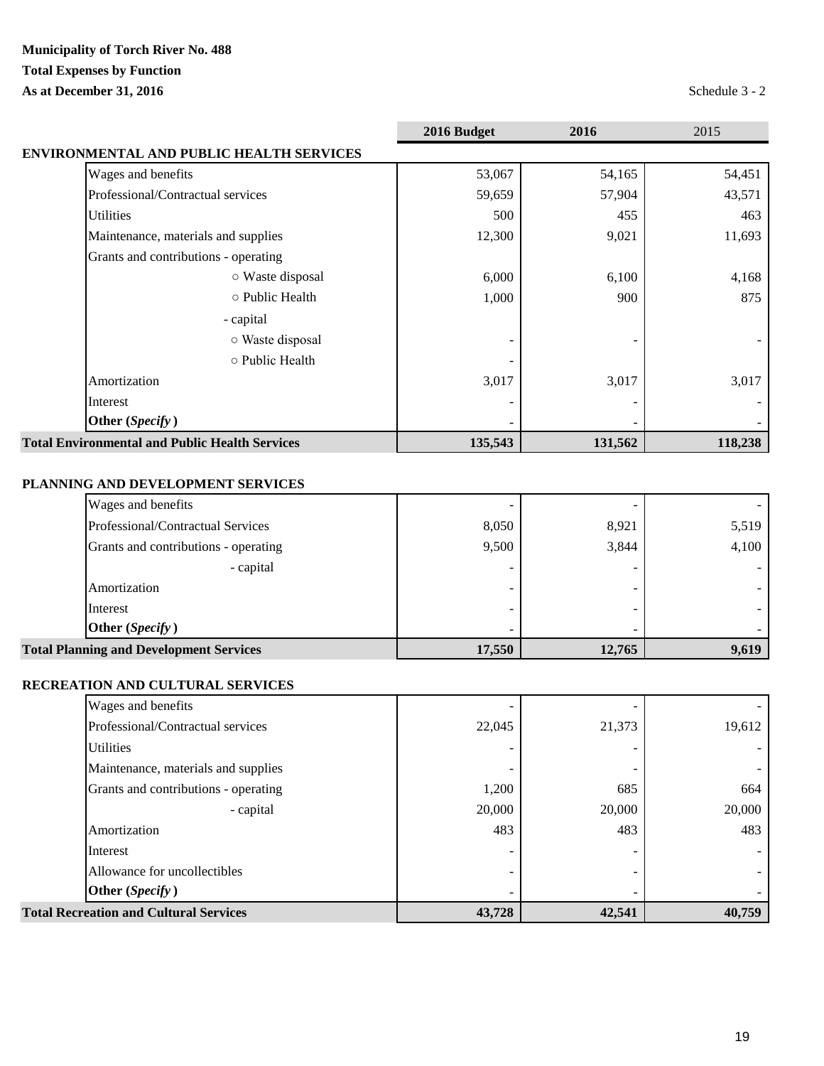**Municipality of Torch River No. 488**

**Total Expenses by Function**

**As at December 31, 2016**

Schedule 3 - 2

| | 2016 Budget | 2016 | 2015 |
|---|---|---|---|
| **ENVIRONMENTAL AND PUBLIC HEALTH SERVICES** | | | |
| Wages and benefits | 53,067 | 54,165 | 54,451 |
| Professional/Contractual services | 59,659 | 57,904 | 43,571 |
| Utilities | 500 | 455 | 463 |
| Maintenance, materials and supplies | 12,300 | 9,021 | 11,693 |
| Grants and contributions - operating | | | |
| ○ Waste disposal | 6,000 | 6,100 | 4,168 |
| ○ Public Health | 1,000 | 900 | 875 |
| - capital | | | |
| ○ Waste disposal | - | - | - |
| ○ Public Health | - | | |
| Amortization | 3,017 | 3,017 | 3,017 |
| Interest | - | - | - |
| **Other (*Specify*)** | - | - | - |
| **Total Environmental and Public Health Services** | **135,543** | **131,562** | **118,238** |
| | | | |
| **PLANNING AND DEVELOPMENT SERVICES** | | | |
| Wages and benefits | - | - | - |
| Professional/Contractual Services | 8,050 | 8,921 | 5,519 |
| Grants and contributions - operating | 9,500 | 3,844 | 4,100 |
| - capital | - | - | - |
| Amortization | - | - | - |
| Interest | - | - | - |
| **Other (*Specify*)** | - | - | - |
| **Total Planning and Development Services** | **17,550** | **12,765** | **9,619** |
| | | | |
| **RECREATION AND CULTURAL SERVICES** | | | |
| Wages and benefits | - | - | - |
| Professional/Contractual services | 22,045 | 21,373 | 19,612 |
| Utilities | - | - | - |
| Maintenance, materials and supplies | - | - | - |
| Grants and contributions - operating | 1,200 | 685 | 664 |
| - capital | 20,000 | 20,000 | 20,000 |
| Amortization | 483 | 483 | 483 |
| Interest | - | - | - |
| Allowance for uncollectibles | - | - | - |
| **Other (*Specify*)** | - | - | - |
| **Total Recreation and Cultural Services** | **43,728** | **42,541** | **40,759** |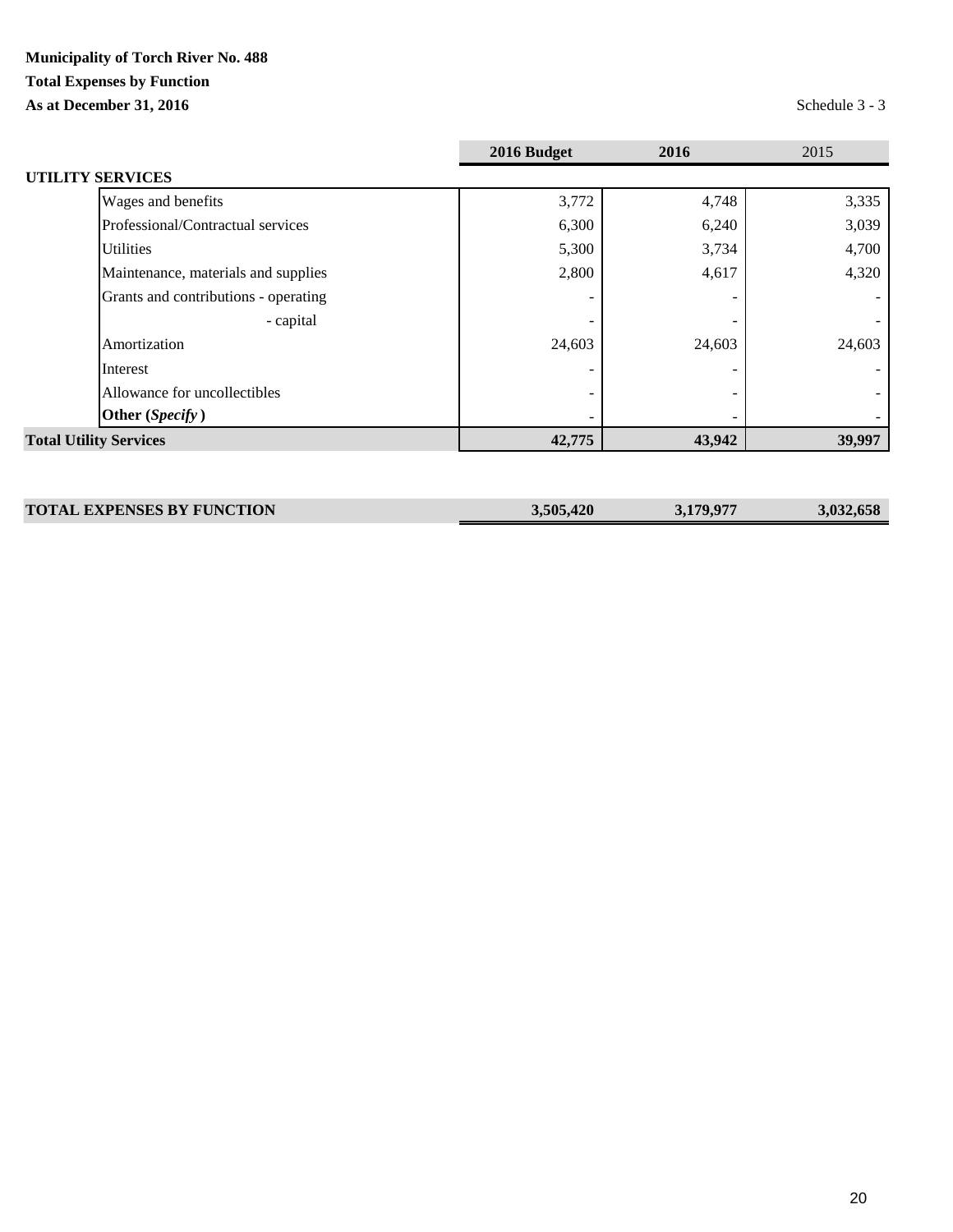**Municipality of Torch River No. 488**

**Total Expenses by Function**

**As at December 31, 2016**

Schedule 3 - 3

| | 2016 Budget | 2016 | 2015 |
|---|---|---|---|
| **UTILITY SERVICES** | | | |
| Wages and benefits | 3,772 | 4,748 | 3,335 |
| Professional/Contractual services | 6,300 | 6,240 | 3,039 |
| Utilities | 5,300 | 3,734 | 4,700 |
| Maintenance, materials and supplies | 2,800 | 4,617 | 4,320 |
| Grants and contributions - operating | - | - | - |
| - capital | - | - | - |
| Amortization | 24,603 | 24,603 | 24,603 |
| Interest | - | - | - |
| Allowance for uncollectibles | - | - | - |
| **Other (*Specify*)** | - | - | - |
| **Total Utility Services** | **42,775** | **43,942** | **39,997** |
| | | | |
| **TOTAL EXPENSES BY FUNCTION** | **3,505,420** | **3,179,977** | **3,032,658** |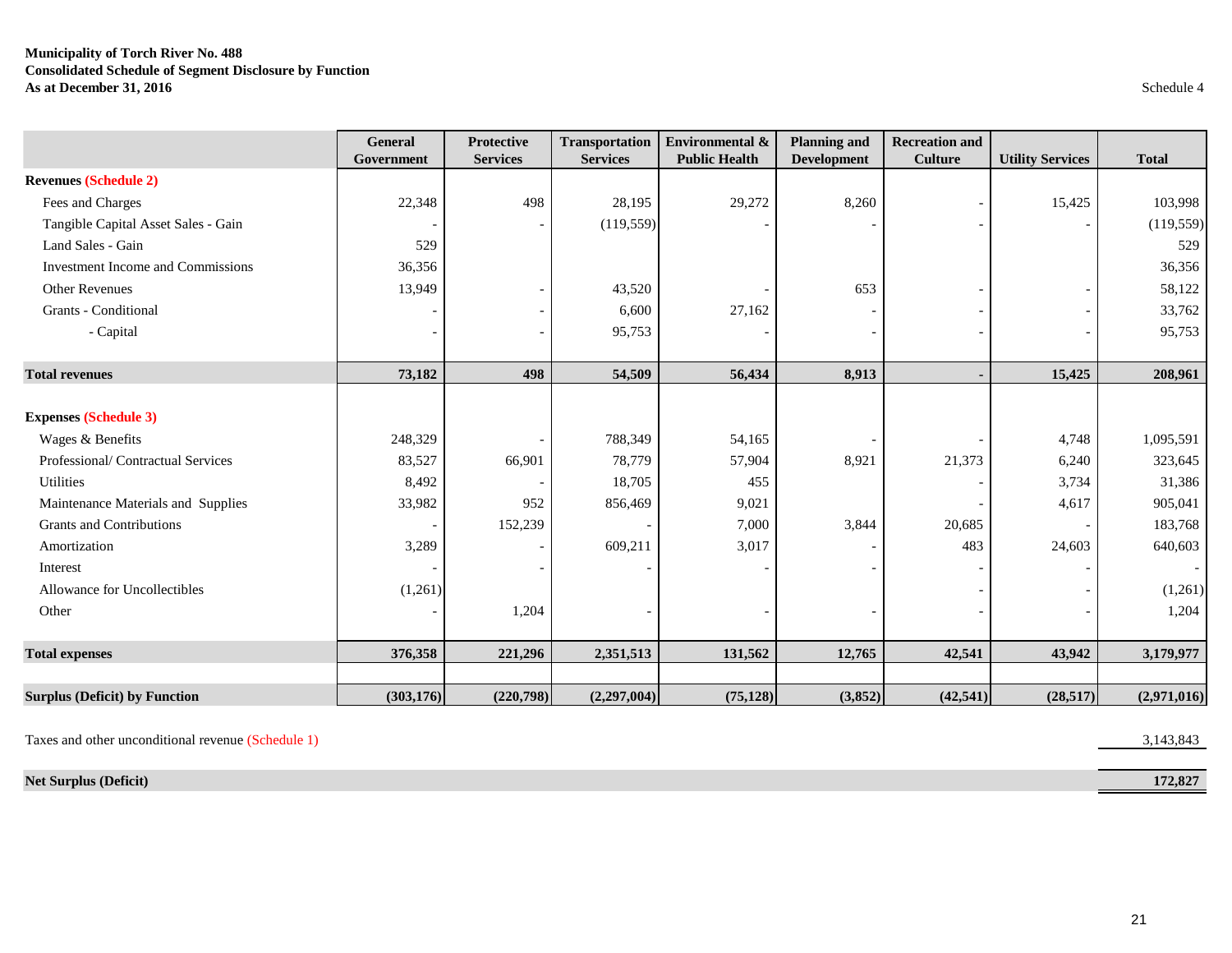**Municipality of Torch River No. 488**
**Consolidated Schedule of Segment Disclosure by Function**
**As at December 31, 2016**

Schedule 4

| | General Government | Protective Services | Transportation Services | Environmental & Public Health | Planning and Development | Recreation and Culture | Utility Services | Total |
|---|---|---|---|---|---|---|---|---|
| **Revenues (Schedule 2)** | | | | | | | | |
| Fees and Charges | 22,348 | 498 | 28,195 | 29,272 | 8,260 | - | 15,425 | 103,998 |
| Tangible Capital Asset Sales - Gain | - | - | (119,559) | - | - | - | - | (119,559) |
| Land Sales - Gain | 529 | | | | | | | 529 |
| Investment Income and Commissions | 36,356 | | | | | | | 36,356 |
| Other Revenues | 13,949 | - | 43,520 | - | 653 | - | - | 58,122 |
| Grants - Conditional | - | - | 6,600 | 27,162 | - | - | - | 33,762 |
| - Capital | - | - | 95,753 | - | - | - | - | 95,753 |
| **Total revenues** | **73,182** | **498** | **54,509** | **56,434** | **8,913** | **-** | **15,425** | **208,961** |
| **Expenses (Schedule 3)** | | | | | | | | |
| Wages & Benefits | 248,329 | - | 788,349 | 54,165 | - | - | 4,748 | 1,095,591 |
| Professional/ Contractual Services | 83,527 | 66,901 | 78,779 | 57,904 | 8,921 | 21,373 | 6,240 | 323,645 |
| Utilities | 8,492 | - | 18,705 | 455 | | - | 3,734 | 31,386 |
| Maintenance Materials and Supplies | 33,982 | 952 | 856,469 | 9,021 | | - | 4,617 | 905,041 |
| Grants and Contributions | - | 152,239 | - | 7,000 | 3,844 | 20,685 | - | 183,768 |
| Amortization | 3,289 | - | 609,211 | 3,017 | - | 483 | 24,603 | 640,603 |
| Interest | - | - | - | - | - | - | - | - |
| Allowance for Uncollectibles | (1,261) | | | | | - | - | (1,261) |
| Other | - | 1,204 | - | - | - | - | - | 1,204 |
| **Total expenses** | **376,358** | **221,296** | **2,351,513** | **131,562** | **12,765** | **42,541** | **43,942** | **3,179,977** |
| **Surplus (Deficit) by Function** | **(303,176)** | **(220,798)** | **(2,297,004)** | **(75,128)** | **(3,852)** | **(42,541)** | **(28,517)** | **(2,971,016)** |
| Taxes and other unconditional revenue (Schedule 1) | | | | | | | | 3,143,843 |
| **Net Surplus (Deficit)** | | | | | | | | **172,827** |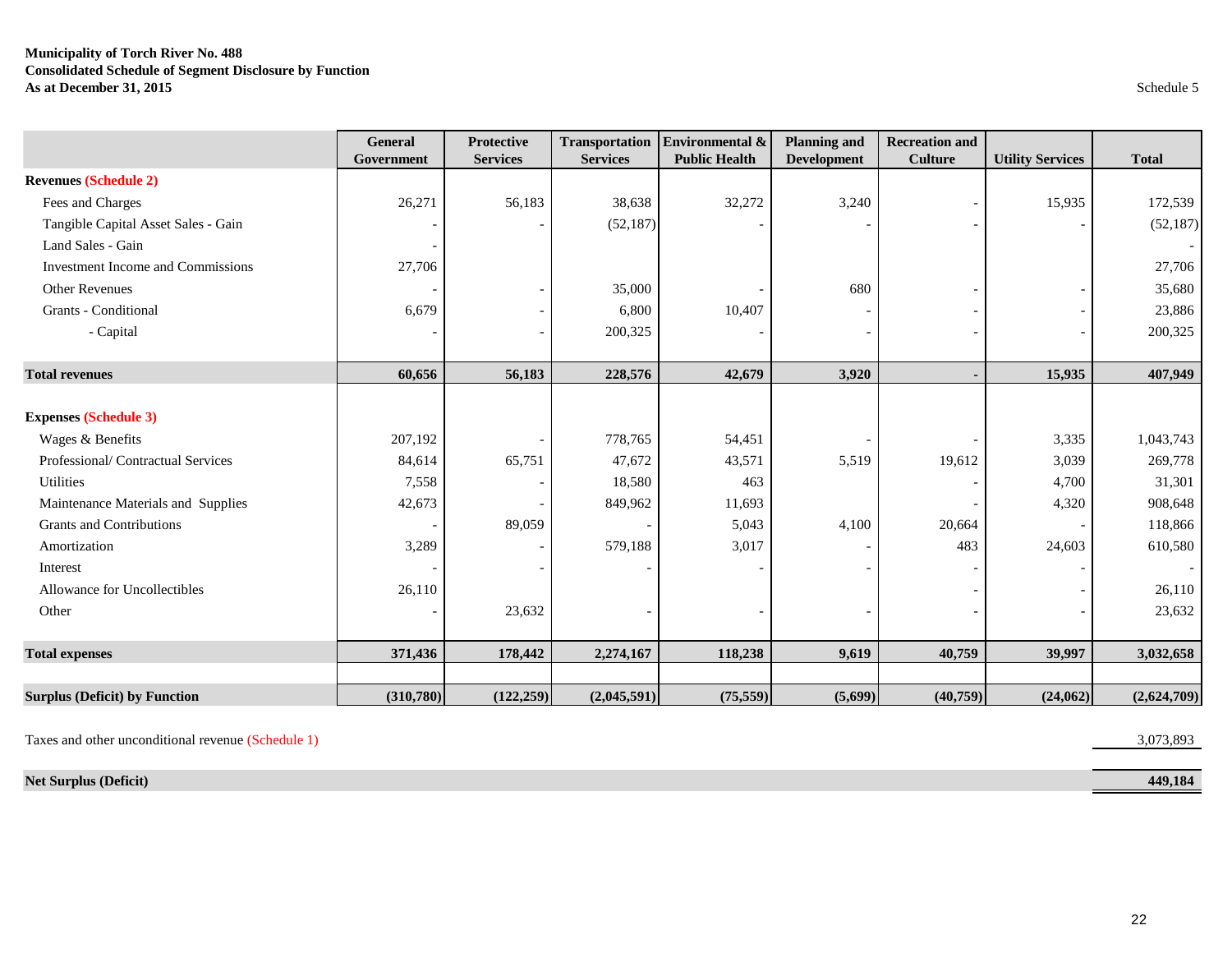**Municipality of Torch River No. 488**
**Consolidated Schedule of Segment Disclosure by Function**
**As at December 31, 2015**

Schedule 5

| | General Government | Protective Services | Transportation Services | Environmental & Public Health | Planning and Development | Recreation and Culture | Utility Services | Total |
|---|---|---|---|---|---|---|---|---|
| **Revenues (Schedule 2)** | | | | | | | | |
| Fees and Charges | 26,271 | 56,183 | 38,638 | 32,272 | 3,240 | - | 15,935 | 172,539 |
| Tangible Capital Asset Sales - Gain | - | - | (52,187) | - | - | - | - | (52,187) |
| Land Sales - Gain | - | | | | | | | - |
| Investment Income and Commissions | 27,706 | | | | | | | 27,706 |
| Other Revenues | - | - | 35,000 | - | 680 | - | - | 35,680 |
| Grants - Conditional | 6,679 | - | 6,800 | 10,407 | - | - | - | 23,886 |
| - Capital | - | - | 200,325 | - | - | - | - | 200,325 |
| **Total revenues** | **60,656** | **56,183** | **228,576** | **42,679** | **3,920** | **-** | **15,935** | **407,949** |
| **Expenses (Schedule 3)** | | | | | | | | |
| Wages & Benefits | 207,192 | - | 778,765 | 54,451 | - | - | 3,335 | 1,043,743 |
| Professional/ Contractual Services | 84,614 | 65,751 | 47,672 | 43,571 | 5,519 | 19,612 | 3,039 | 269,778 |
| Utilities | 7,558 | - | 18,580 | 463 | | - | 4,700 | 31,301 |
| Maintenance Materials and Supplies | 42,673 | - | 849,962 | 11,693 | | - | 4,320 | 908,648 |
| Grants and Contributions | - | 89,059 | - | 5,043 | 4,100 | 20,664 | - | 118,866 |
| Amortization | 3,289 | - | 579,188 | 3,017 | - | 483 | 24,603 | 610,580 |
| Interest | - | - | - | - | - | - | - | - |
| Allowance for Uncollectibles | 26,110 | | | | | - | - | 26,110 |
| Other | - | 23,632 | - | - | - | - | - | 23,632 |
| **Total expenses** | **371,436** | **178,442** | **2,274,167** | **118,238** | **9,619** | **40,759** | **39,997** | **3,032,658** |
| **Surplus (Deficit) by Function** | **(310,780)** | **(122,259)** | **(2,045,591)** | **(75,559)** | **(5,699)** | **(40,759)** | **(24,062)** | **(2,624,709)** |
| Taxes and other unconditional revenue (Schedule 1) | | | | | | | | 3,073,893 |
| **Net Surplus (Deficit)** | | | | | | | | **449,184** |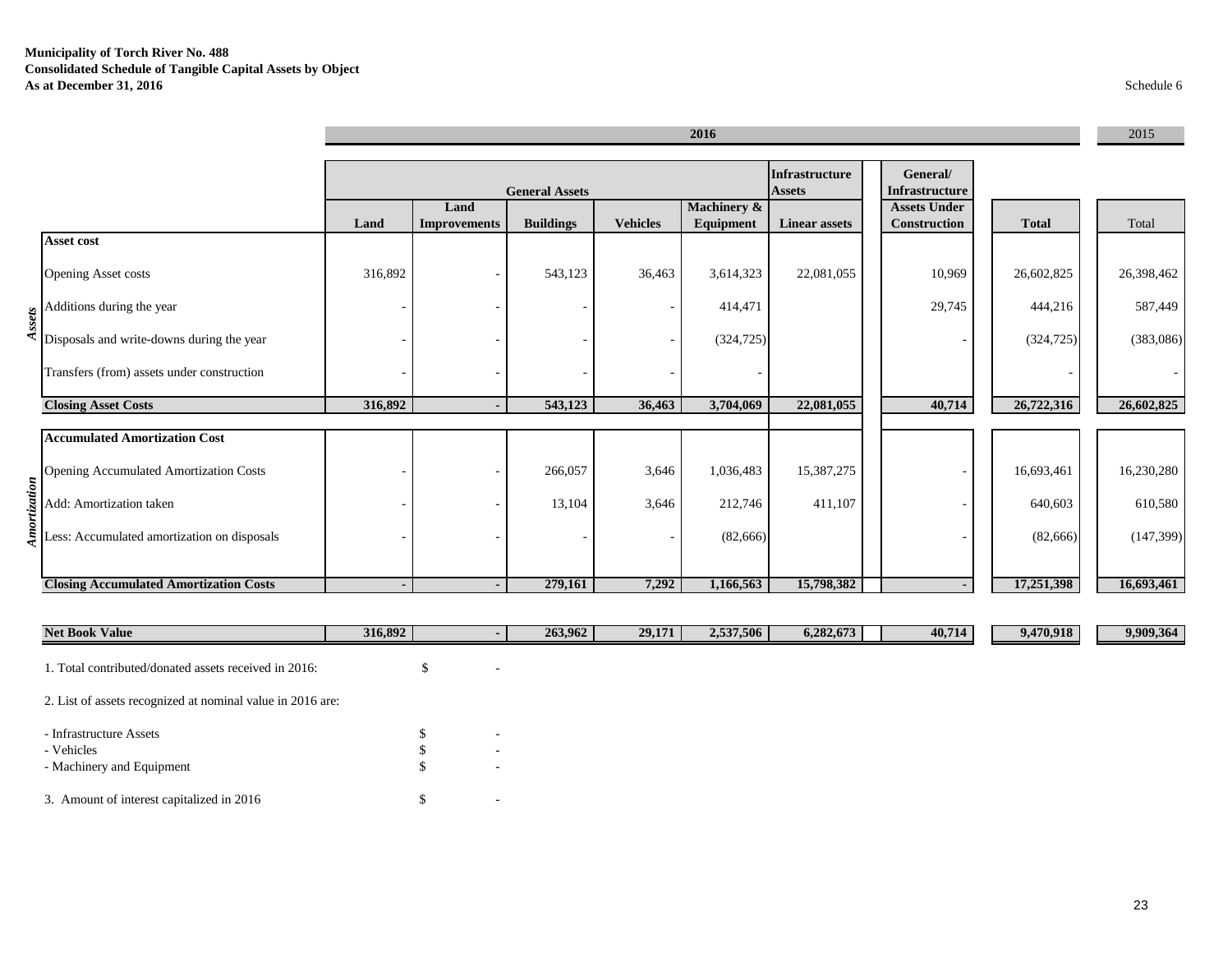**Municipality of Torch River No. 488**
**Consolidated Schedule of Tangible Capital Assets by Object**
**As at December 31, 2016**

Schedule 6

| | | 2016 | | | | | | | 2015 |
|---|---|---|---|---|---|---|---|---|---|
| | General Assets | | | | | Infrastructure Assets | General/ Infrastructure | | |
| | Land | Land Improvements | Buildings | Vehicles | Machinery & Equipment | Linear assets | Assets Under Construction | Total | Total |
| **Assets** | | | | | | | | | |
| **Asset cost** | | | | | | | | | |
| Opening Asset costs | 316,892 | - | 543,123 | 36,463 | 3,614,323 | 22,081,055 | 10,969 | 26,602,825 | 26,398,462 |
| Additions during the year | - | - | - | - | 414,471 | | 29,745 | 444,216 | 587,449 |
| Disposals and write-downs during the year | - | - | - | - | (324,725) | | - | (324,725) | (383,086) |
| Transfers (from) assets under construction | - | - | - | - | - | | | - | - |
| **Closing Asset Costs** | **316,892** | **-** | **543,123** | **36,463** | **3,704,069** | **22,081,055** | **40,714** | **26,722,316** | **26,602,825** |
| **Amortization** | | | | | | | | | |
| **Accumulated Amortization Cost** | | | | | | | | | |
| Opening Accumulated Amortization Costs | - | - | 266,057 | 3,646 | 1,036,483 | 15,387,275 | - | 16,693,461 | 16,230,280 |
| Add: Amortization taken | - | - | 13,104 | 3,646 | 212,746 | 411,107 | - | 640,603 | 610,580 |
| Less: Accumulated amortization on disposals | - | - | - | - | (82,666) | | - | (82,666) | (147,399) |
| **Closing Accumulated Amortization Costs** | **-** | **-** | **279,161** | **7,292** | **1,166,563** | **15,798,382** | **-** | **17,251,398** | **16,693,461** |
| **Net Book Value** | **316,892** | **-** | **263,962** | **29,171** | **2,537,506** | **6,282,673** | **40,714** | **9,470,918** | **9,909,364** |

1. Total contributed/donated assets received in 2016: $ -

2. List of assets recognized at nominal value in 2016 are:

- Infrastructure Assets $ -
- Vehicles $ -
- Machinery and Equipment $ -

3. Amount of interest capitalized in 2016 $ -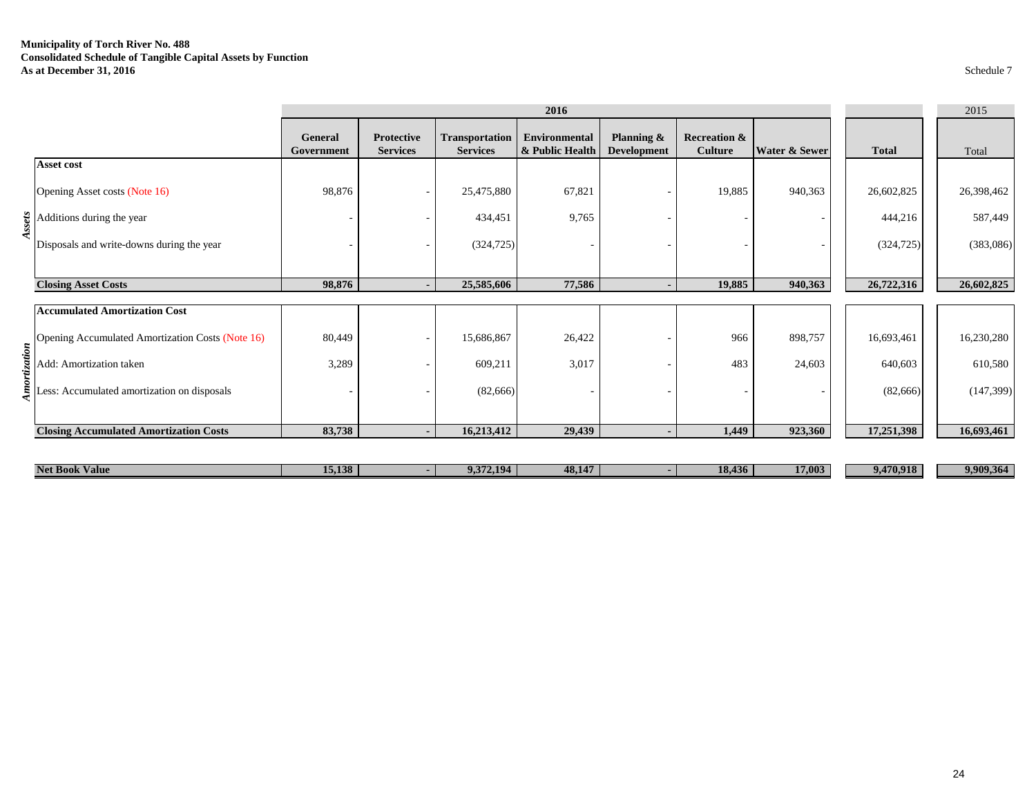**Municipality of Torch River No. 488**
**Consolidated Schedule of Tangible Capital Assets by Function**
**As at December 31, 2016**

Schedule 7

| | | 2016 | | | | | | | | 2015 |
|---|---|---|---|---|---|---|---|---|---|---|
| | | **General Government** | **Protective Services** | **Transportation Services** | **Environmental & Public Health** | **Planning & Development** | **Recreation & Culture** | **Water & Sewer** | **Total** | Total |
| *Assets* | **Asset cost** | | | | | | | | | |
| | Opening Asset costs (Note 16) | 98,876 | - | 25,475,880 | 67,821 | - | 19,885 | 940,363 | 26,602,825 | 26,398,462 |
| | Additions during the year | - | - | 434,451 | 9,765 | - | - | - | 444,216 | 587,449 |
| | Disposals and write-downs during the year | - | - | (324,725) | - | - | - | - | (324,725) | (383,086) |
| | **Closing Asset Costs** | **98,876** | **-** | **25,585,606** | **77,586** | **-** | **19,885** | **940,363** | **26,722,316** | **26,602,825** |
| *Amortization* | **Accumulated Amortization Cost** | | | | | | | | | |
| | Opening Accumulated Amortization Costs (Note 16) | 80,449 | - | 15,686,867 | 26,422 | - | 966 | 898,757 | 16,693,461 | 16,230,280 |
| | Add: Amortization taken | 3,289 | - | 609,211 | 3,017 | - | 483 | 24,603 | 640,603 | 610,580 |
| | Less: Accumulated amortization on disposals | - | - | (82,666) | - | - | - | - | (82,666) | (147,399) |
| | **Closing Accumulated Amortization Costs** | **83,738** | **-** | **16,213,412** | **29,439** | **-** | **1,449** | **923,360** | **17,251,398** | **16,693,461** |
| | **Net Book Value** | **15,138** | **-** | **9,372,194** | **48,147** | **-** | **18,436** | **17,003** | **9,470,918** | **9,909,364** |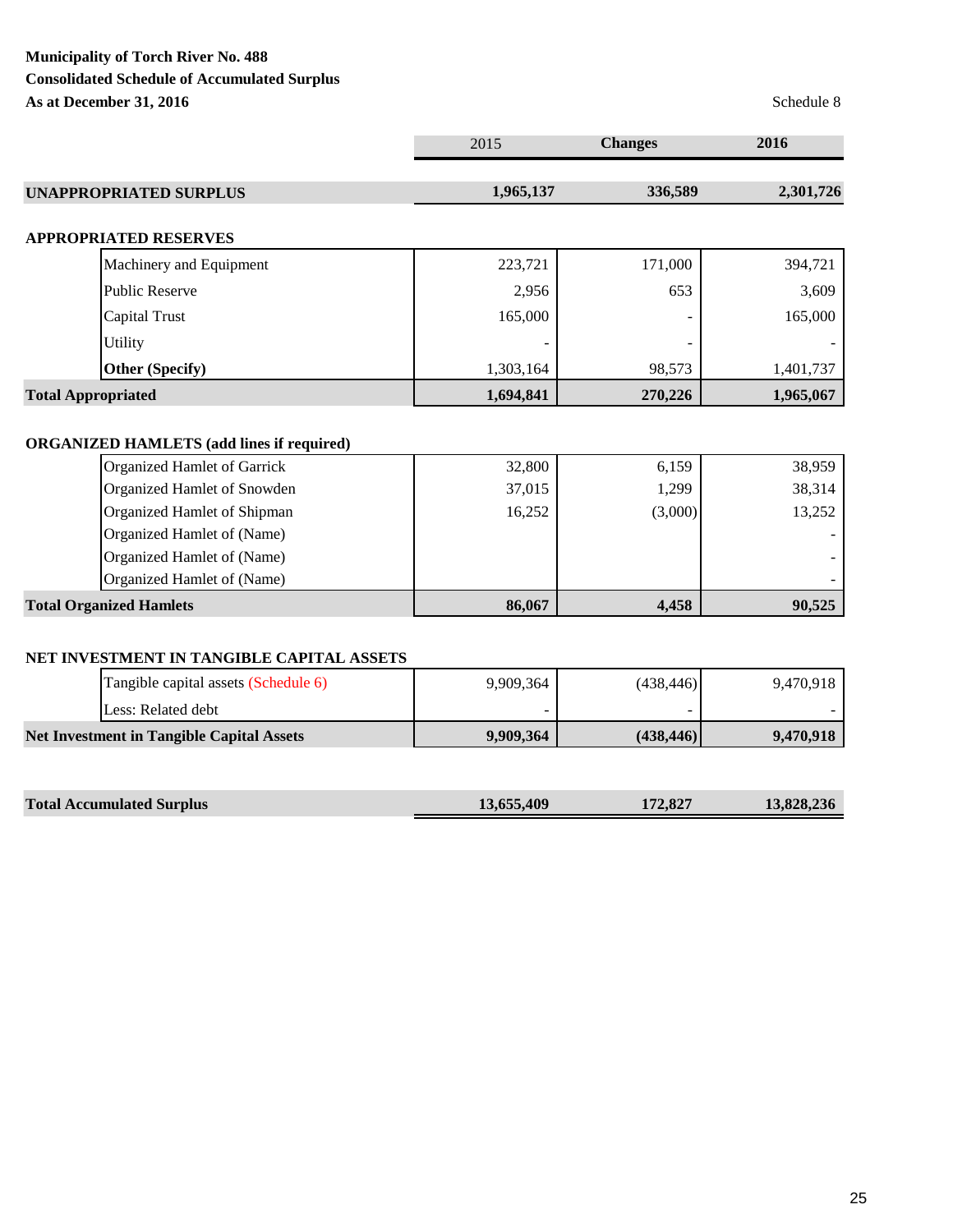**Municipality of Torch River No. 488**
**Consolidated Schedule of Accumulated Surplus**
**As at December 31, 2016**

Schedule 8

| | 2015 | Changes | 2016 |
|---|---|---|---|
| **UNAPPROPRIATED SURPLUS** | **1,965,137** | **336,589** | **2,301,726** |
| | | | |
| **APPROPRIATED RESERVES** | | | |
| Machinery and Equipment | 223,721 | 171,000 | 394,721 |
| Public Reserve | 2,956 | 653 | 3,609 |
| Capital Trust | 165,000 | - | 165,000 |
| Utility | - | - | - |
| **Other (Specify)** | 1,303,164 | 98,573 | 1,401,737 |
| **Total Appropriated** | **1,694,841** | **270,226** | **1,965,067** |
| | | | |
| **ORGANIZED HAMLETS (add lines if required)** | | | |
| Organized Hamlet of Garrick | 32,800 | 6,159 | 38,959 |
| Organized Hamlet of Snowden | 37,015 | 1,299 | 38,314 |
| Organized Hamlet of Shipman | 16,252 | (3,000) | 13,252 |
| Organized Hamlet of (Name) | | | - |
| Organized Hamlet of (Name) | | | - |
| Organized Hamlet of (Name) | | | - |
| **Total Organized Hamlets** | **86,067** | **4,458** | **90,525** |
| | | | |
| **NET INVESTMENT IN TANGIBLE CAPITAL ASSETS** | | | |
| Tangible capital assets (Schedule 6) | 9,909,364 | (438,446) | 9,470,918 |
| Less: Related debt | - | - | - |
| **Net Investment in Tangible Capital Assets** | **9,909,364** | **(438,446)** | **9,470,918** |
| | | | |
| **Total Accumulated Surplus** | **13,655,409** | **172,827** | **13,828,236** |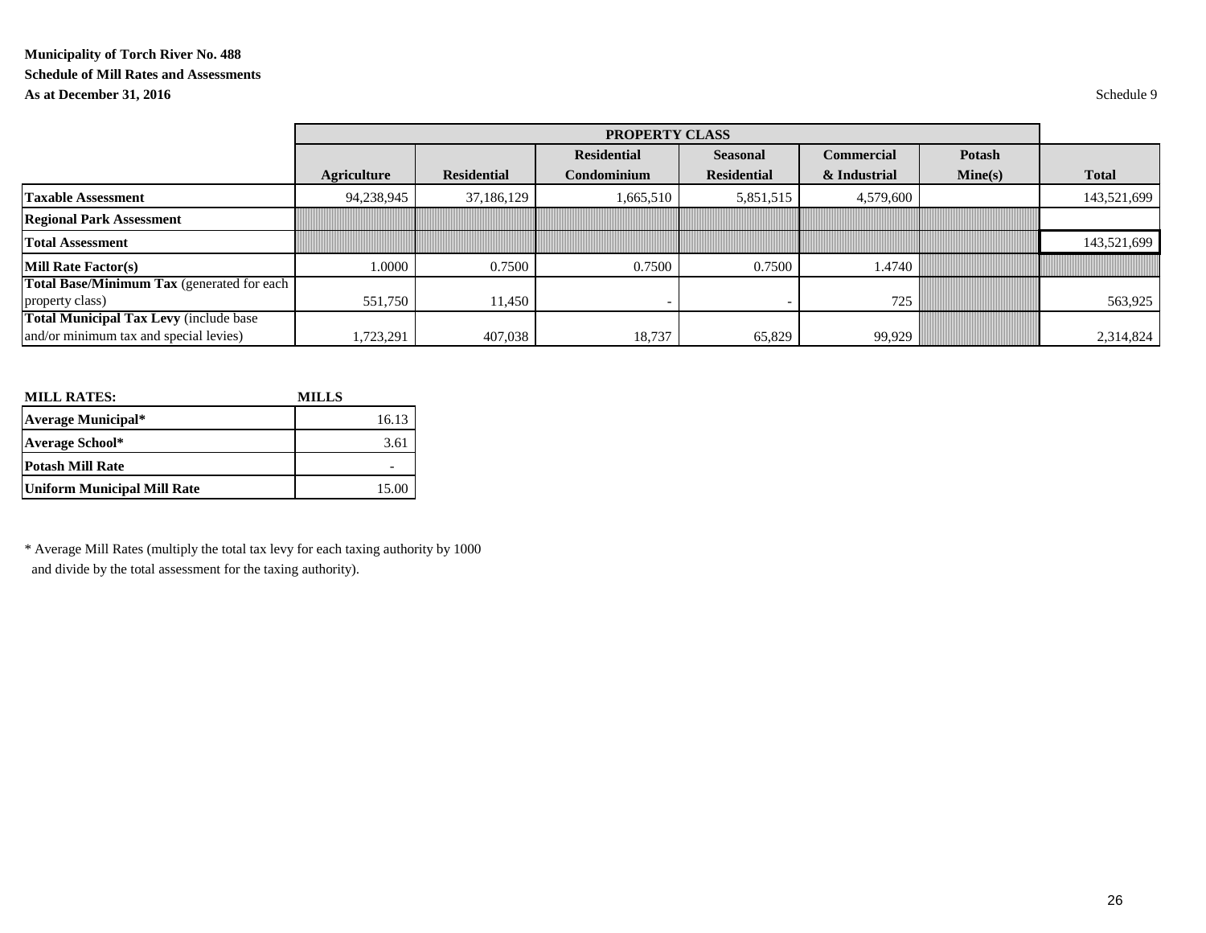**Municipality of Torch River No. 488**
**Schedule of Mill Rates and Assessments**
**As at December 31, 2016**

Schedule 9

| | PROPERTY CLASS | | | | | | |
|---|---|---|---|---|---|---|---|
| | **Agriculture** | **Residential** | **Residential Condominium** | **Seasonal Residential** | **Commercial & Industrial** | **Potash Mine(s)** | **Total** |
| **Taxable Assessment** | 94,238,945 | 37,186,129 | 1,665,510 | 5,851,515 | 4,579,600 | | 143,521,699 |
| **Regional Park Assessment** | | | | | | | |
| **Total Assessment** | | | | | | | 143,521,699 |
| **Mill Rate Factor(s)** | 1.0000 | 0.7500 | 0.7500 | 0.7500 | 1.4740 | | |
| **Total Base/Minimum Tax** (generated for each property class) | 551,750 | 11,450 | - | - | 725 | | 563,925 |
| **Total Municipal Tax Levy** (include base and/or minimum tax and special levies) | 1,723,291 | 407,038 | 18,737 | 65,829 | 99,929 | | 2,314,824 |

| **MILL RATES:** | **MILLS** |
|---|---|
| **Average Municipal*** | 16.13 |
| **Average School*** | 3.61 |
| **Potash Mill Rate** | - |
| **Uniform Municipal Mill Rate** | 15.00 |

* Average Mill Rates (multiply the total tax levy for each taxing authority by 1000 and divide by the total assessment for the taxing authority).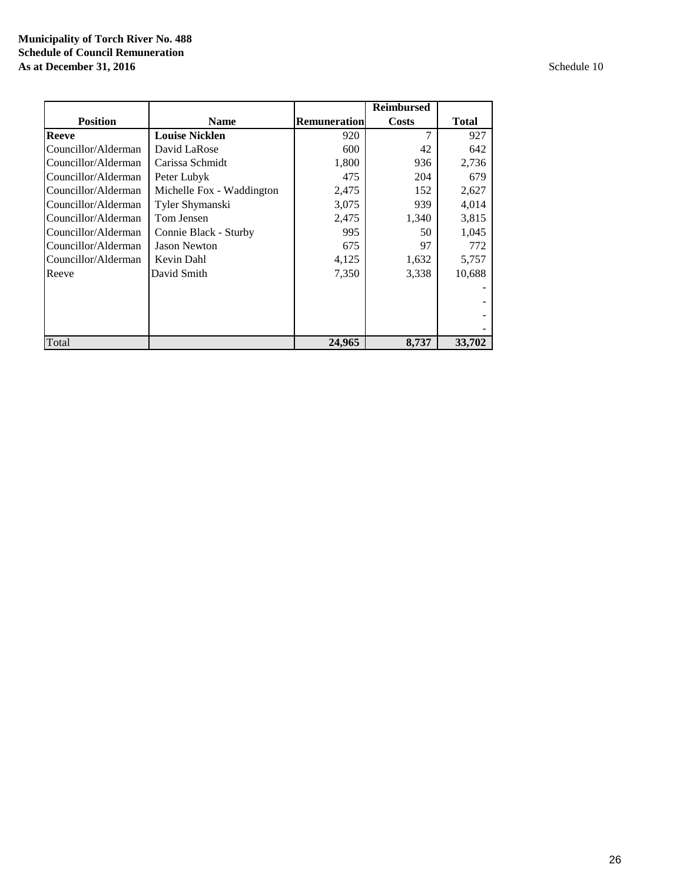**Municipality of Torch River No. 488**
**Schedule of Council Remuneration**
**As at December 31, 2016**

Schedule 10

| Position | Name | Remuneration | Reimbursed Costs | Total |
|---|---|---|---|---|
| **Reeve** | **Louise Nicklen** | 920 | 7 | 927 |
| Councillor/Alderman | David LaRose | 600 | 42 | 642 |
| Councillor/Alderman | Carissa Schmidt | 1,800 | 936 | 2,736 |
| Councillor/Alderman | Peter Lubyk | 475 | 204 | 679 |
| Councillor/Alderman | Michelle Fox - Waddington | 2,475 | 152 | 2,627 |
| Councillor/Alderman | Tyler Shymanski | 3,075 | 939 | 4,014 |
| Councillor/Alderman | Tom Jensen | 2,475 | 1,340 | 3,815 |
| Councillor/Alderman | Connie Black - Sturby | 995 | 50 | 1,045 |
| Councillor/Alderman | Jason Newton | 675 | 97 | 772 |
| Councillor/Alderman | Kevin Dahl | 4,125 | 1,632 | 5,757 |
| Reeve | David Smith | 7,350 | 3,338 | 10,688 |
| | | | | - |
| | | | | - |
| | | | | - |
| | | | | - |
| Total | | **24,965** | **8,737** | **33,702** |